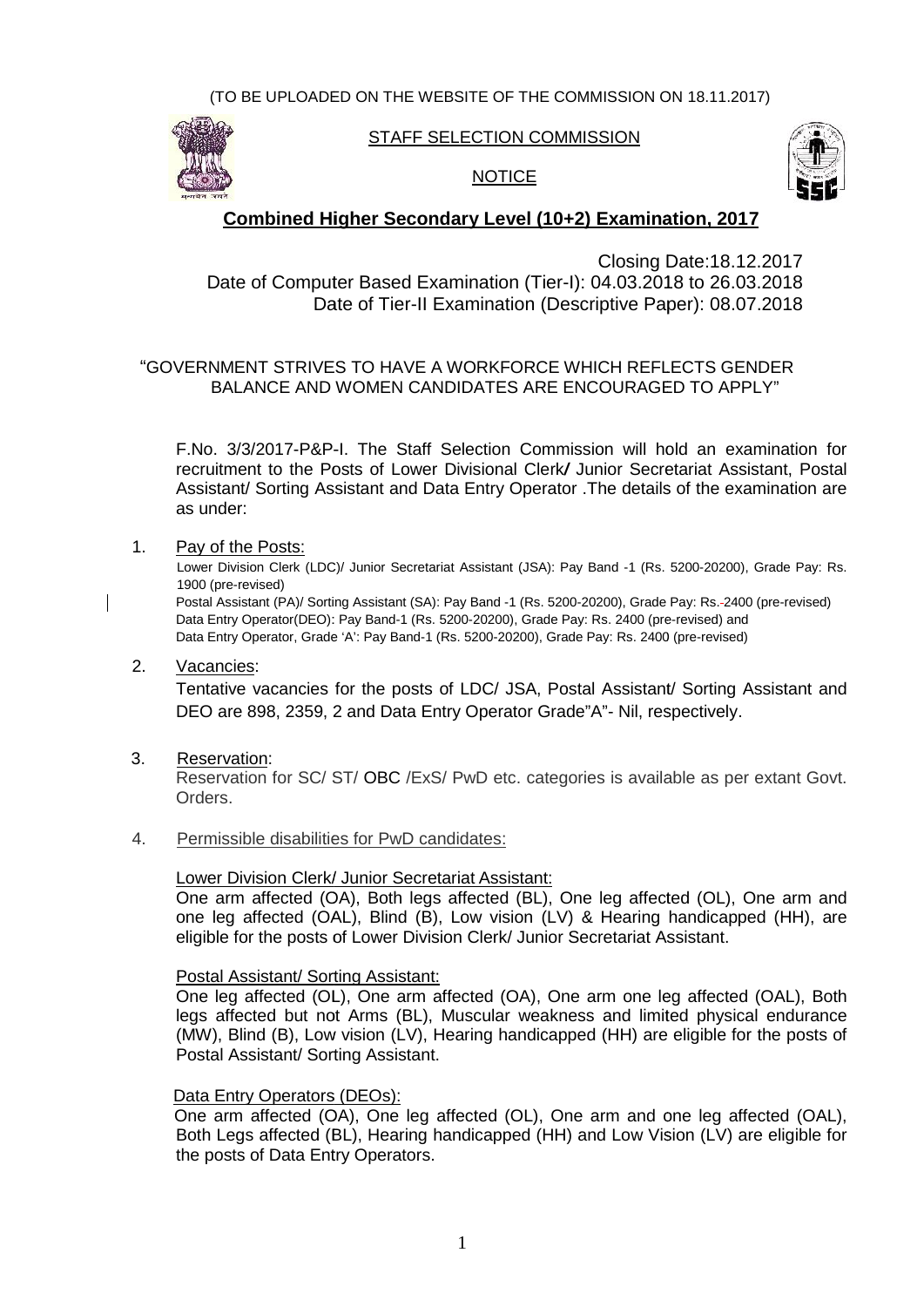(TO BE UPLOADED ON THE WEBSITE OF THE COMMISSION ON 18.11.2017)

STAFF SELECTION COMMISSION

NOTICE

# Combined Higher Secondary Level (10+2) Examination, 2017

Closing Date:18.12.2017
Date of Computer Based Examination (Tier-I): 04.03.2018 to 26.03.2018
Date of Tier-II Examination (Descriptive Paper): 08.07.2018

"GOVERNMENT STRIVES TO HAVE A WORKFORCE WHICH REFLECTS GENDER BALANCE AND WOMEN CANDIDATES ARE ENCOURAGED TO APPLY"

F.No. 3/3/2017-P&P-I. The Staff Selection Commission will hold an examination for recruitment to the Posts of Lower Divisional Clerk/ Junior Secretarial Assistant, Postal Assistant/ Sorting Assistant and Data Entry Operator .The details of the examination are as under:

1. Pay of the Posts:

   Lower Division Clerk (LDC)/ Junior Secretariat Assistant (JSA): Pay Band -1 (Rs. 5200-20200), Grade Pay: Rs. 1900 (pre-revised)
   Postal Assistant (PA)/ Sorting Assistant (SA): Pay Band -1 (Rs. 5200-20200), Grade Pay: Rs. 2400 (pre-revised)
   Data Entry Operator(DEO): Pay Band-1 (Rs. 5200-20200), Grade Pay: Rs. 2400 (pre-revised) and
   Data Entry Operator, Grade 'A': Pay Band-1 (Rs. 5200-20200), Grade Pay: Rs. 2400 (pre-revised)

2. Vacancies:

   Tentative vacancies for the posts of LDC/ JSA, Postal Assistant/ Sorting Assistant and DEO are 898, 2359, 2 and Data Entry Operator Grade"A"- Nil, respectively.

3. Reservation:

   Reservation for SC/ ST/ OBC /ExS/ PwD etc. categories is available as per extant Govt. Orders.

4. Permissible disabilities for PwD candidates:

   Lower Division Clerk/ Junior Secretariat Assistant:
   One arm affected (OA), Both legs affected (BL), One leg affected (OL), One arm and one leg affected (OAL), Blind (B), Low vision (LV) & Hearing handicapped (HH), are eligible for the posts of Lower Division Clerk/ Junior Secretariat Assistant.

   Postal Assistant/ Sorting Assistant:
   One leg affected (OL), One arm affected (OA), One arm one leg affected (OAL), Both legs affected but not Arms (BL), Muscular weakness and limited physical endurance (MW), Blind (B), Low vision (LV), Hearing handicapped (HH) are eligible for the posts of Postal Assistant/ Sorting Assistant.

   Data Entry Operators (DEOs):
   One arm affected (OA), One leg affected (OL), One arm and one leg affected (OAL), Both Legs affected (BL), Hearing handicapped (HH) and Low Vision (LV) are eligible for the posts of Data Entry Operators.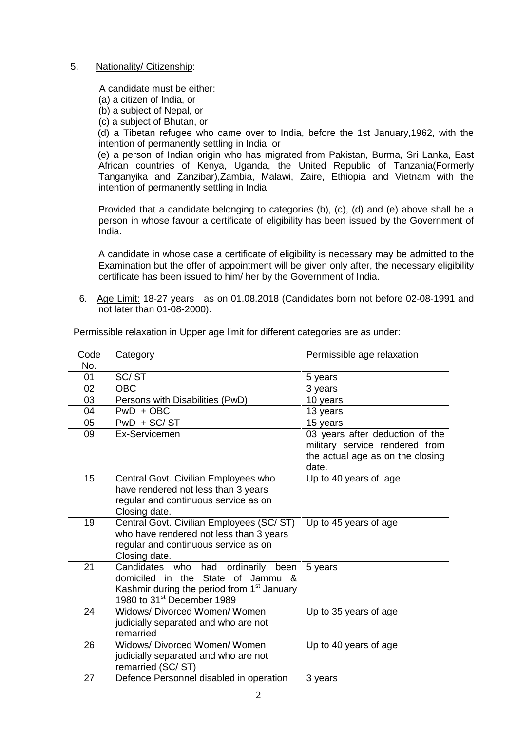5. Nationality/ Citizenship:

A candidate must be either:

(a) a citizen of India, or

(b) a subject of Nepal, or

(c) a subject of Bhutan, or

(d) a Tibetan refugee who came over to India, before the 1st January,1962, with the intention of permanently settling in India, or

(e) a person of Indian origin who has migrated from Pakistan, Burma, Sri Lanka, East African countries of Kenya, Uganda, the United Republic of Tanzania(Formerly Tanganyika and Zanzibar),Zambia, Malawi, Zaire, Ethiopia and Vietnam with the intention of permanently settling in India.

Provided that a candidate belonging to categories (b), (c), (d) and (e) above shall be a person in whose favour a certificate of eligibility has been issued by the Government of India.

A candidate in whose case a certificate of eligibility is necessary may be admitted to the Examination but the offer of appointment will be given only after, the necessary eligibility certificate has been issued to him/ her by the Government of India.

6. Age Limit: 18-27 years as on 01.08.2018 (Candidates born not before 02-08-1991 and not later than 01-08-2000).

Permissible relaxation in Upper age limit for different categories are as under:

| Code No. | Category | Permissible age relaxation |
|---|---|---|
| 01 | SC/ ST | 5 years |
| 02 | OBC | 3 years |
| 03 | Persons with Disabilities (PwD) | 10 years |
| 04 | PwD + OBC | 13 years |
| 05 | PwD + SC/ ST | 15 years |
| 09 | Ex-Servicemen | 03 years after deduction of the military service rendered from the actual age as on the closing date. |
| 15 | Central Govt. Civilian Employees who have rendered not less than 3 years regular and continuous service as on Closing date. | Up to 40 years of age |
| 19 | Central Govt. Civilian Employees (SC/ ST) who have rendered not less than 3 years regular and continuous service as on Closing date. | Up to 45 years of age |
| 21 | Candidates who had ordinarily been domiciled in the State of Jammu & Kashmir during the period from 1st January 1980 to 31st December 1989 | 5 years |
| 24 | Widows/ Divorced Women/ Women judicially separated and who are not remarried | Up to 35 years of age |
| 26 | Widows/ Divorced Women/ Women judicially separated and who are not remarried (SC/ ST) | Up to 40 years of age |
| 27 | Defence Personnel disabled in operation | 3 years |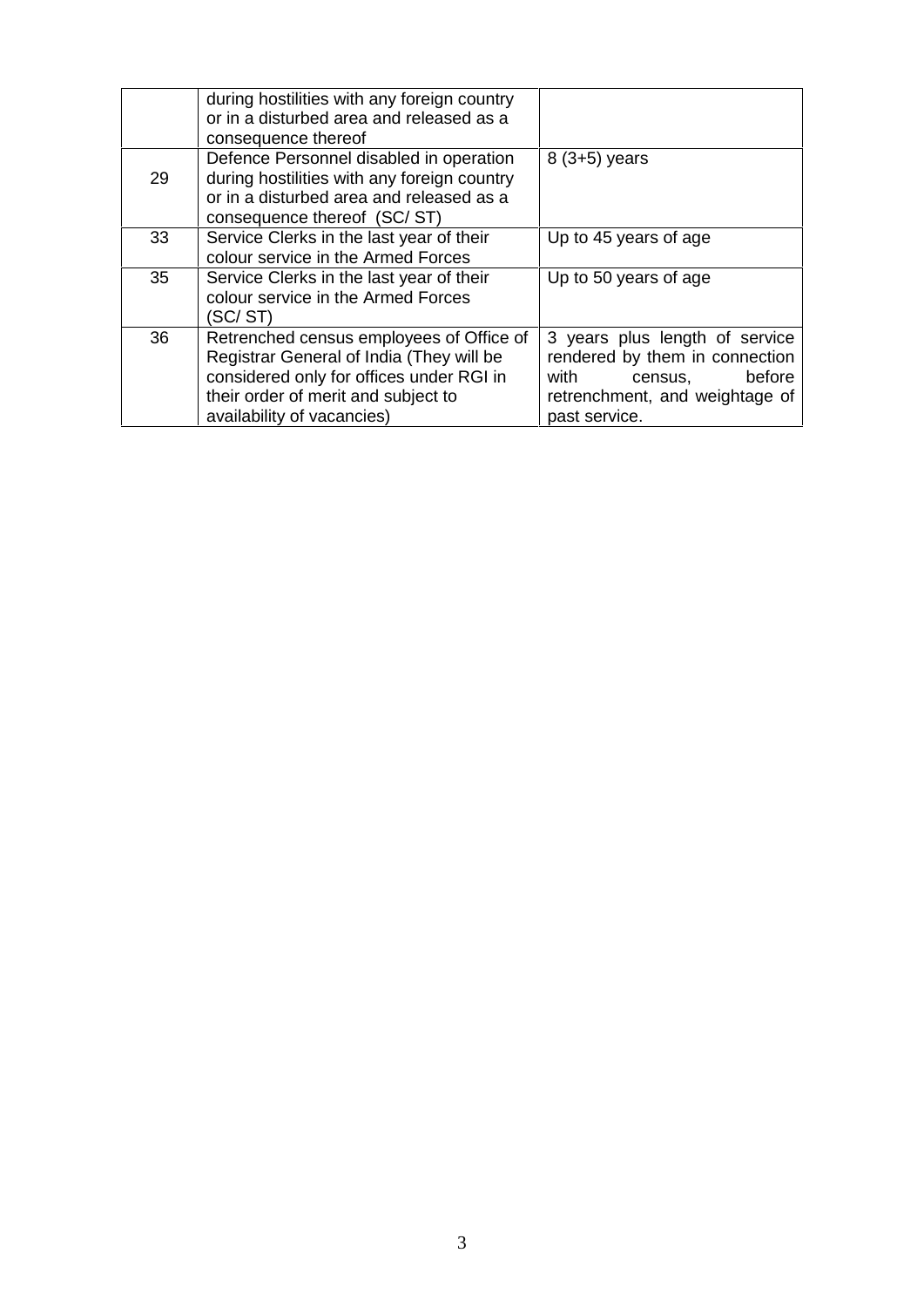| | | |
|---|---|---|
| | during hostilities with any foreign country or in a disturbed area and released as a consequence thereof | |
| 29 | Defence Personnel disabled in operation during hostilities with any foreign country or in a disturbed area and released as a consequence thereof (SC/ ST) | 8 (3+5) years |
| 33 | Service Clerks in the last year of their colour service in the Armed Forces | Up to 45 years of age |
| 35 | Service Clerks in the last year of their colour service in the Armed Forces (SC/ ST) | Up to 50 years of age |
| 36 | Retrenched census employees of Office of Registrar General of India (They will be considered only for offices under RGI in their order of merit and subject to availability of vacancies) | 3 years plus length of service rendered by them in connection with census, before retrenchment, and weightage of past service. |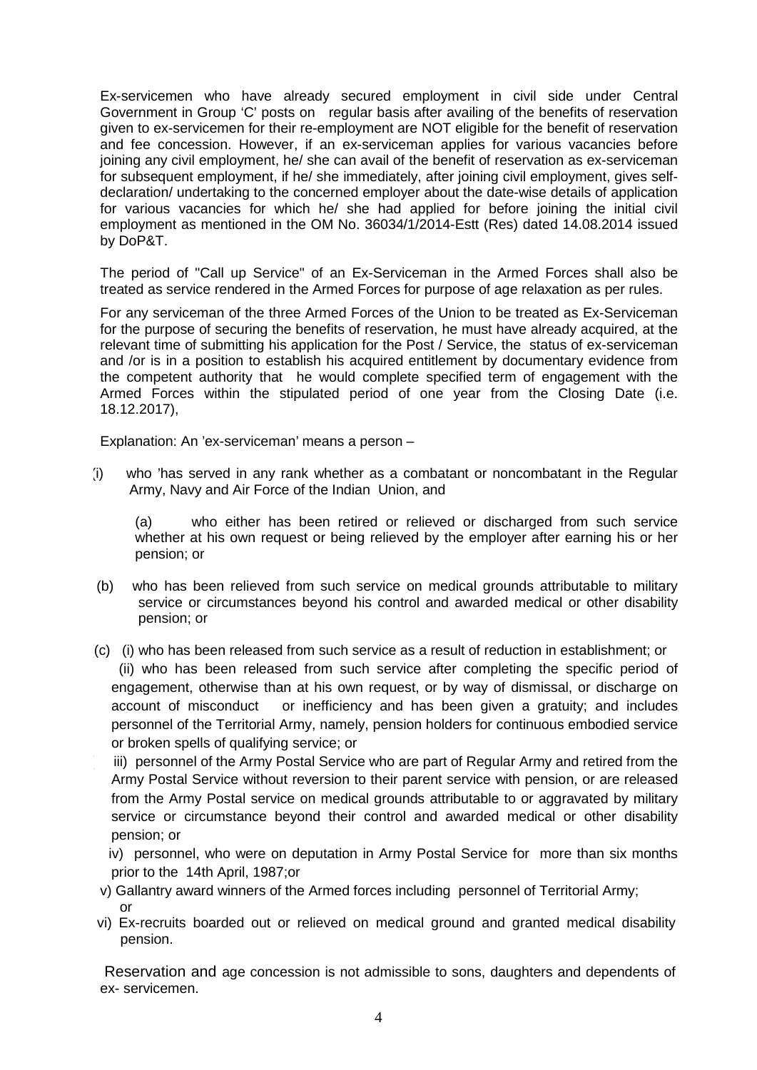Ex-servicemen who have already secured employment in civil side under Central Government in Group 'C' posts on regular basis after availing of the benefits of reservation given to ex-servicemen for their re-employment are NOT eligible for the benefit of reservation and fee concession. However, if an ex-serviceman applies for various vacancies before joining any civil employment, he/ she can avail of the benefit of reservation as ex-serviceman for subsequent employment, if he/ she immediately, after joining civil employment, gives self-declaration/ undertaking to the concerned employer about the date-wise details of application for various vacancies for which he/ she had applied for before joining the initial civil employment as mentioned in the OM No. 36034/1/2014-Estt (Res) dated 14.08.2014 issued by DoP&T.

The period of "Call up Service" of an Ex-Serviceman in the Armed Forces shall also be treated as service rendered in the Armed Forces for purpose of age relaxation as per rules.

For any serviceman of the three Armed Forces of the Union to be treated as Ex-Serviceman for the purpose of securing the benefits of reservation, he must have already acquired, at the relevant time of submitting his application for the Post / Service, the status of ex-serviceman and /or is in a position to establish his acquired entitlement by documentary evidence from the competent authority that he would complete specified term of engagement with the Armed Forces within the stipulated period of one year from the Closing Date (i.e. 18.12.2017),

Explanation: An 'ex-serviceman' means a person –

(i) who 'has served in any rank whether as a combatant or noncombatant in the Regular Army, Navy and Air Force of the Indian Union, and

(a) who either has been retired or relieved or discharged from such service whether at his own request or being relieved by the employer after earning his or her pension; or

(b) who has been relieved from such service on medical grounds attributable to military service or circumstances beyond his control and awarded medical or other disability pension; or

(c) (i) who has been released from such service as a result of reduction in establishment; or

(ii) who has been released from such service after completing the specific period of engagement, otherwise than at his own request, or by way of dismissal, or discharge on account of misconduct or inefficiency and has been given a gratuity; and includes personnel of the Territorial Army, namely, pension holders for continuous embodied service or broken spells of qualifying service; or

iii) personnel of the Army Postal Service who are part of Regular Army and retired from the Army Postal Service without reversion to their parent service with pension, or are released from the Army Postal service on medical grounds attributable to or aggravated by military service or circumstance beyond their control and awarded medical or other disability pension; or

iv) personnel, who were on deputation in Army Postal Service for more than six months prior to the 14th April, 1987;or

v) Gallantry award winners of the Armed forces including personnel of Territorial Army; or

vi) Ex-recruits boarded out or relieved on medical ground and granted medical disability pension.

Reservation and age concession is not admissible to sons, daughters and dependents of ex- servicemen.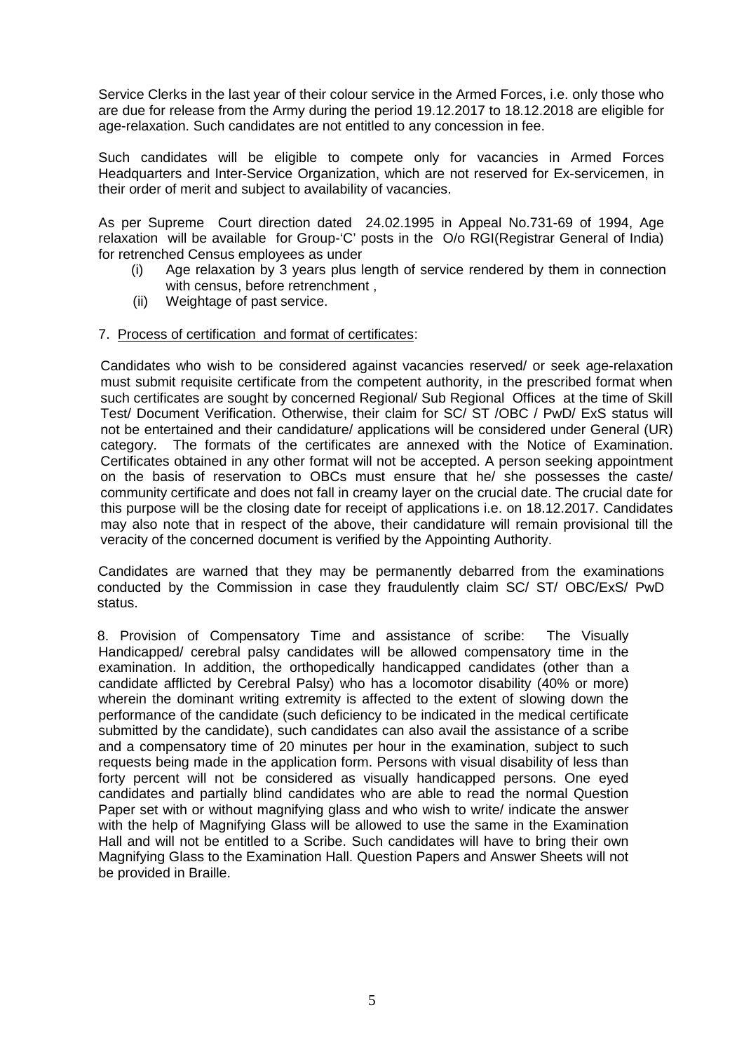Service Clerks in the last year of their colour service in the Armed Forces, i.e. only those who are due for release from the Army during the period 19.12.2017 to 18.12.2018 are eligible for age-relaxation. Such candidates are not entitled to any concession in fee.

Such candidates will be eligible to compete only for vacancies in Armed Forces Headquarters and Inter-Service Organization, which are not reserved for Ex-servicemen, in their order of merit and subject to availability of vacancies.

As per Supreme Court direction dated 24.02.1995 in Appeal No.731-69 of 1994, Age relaxation will be available for Group-'C' posts in the O/o RGI(Registrar General of India) for retrenched Census employees as under

(i) Age relaxation by 3 years plus length of service rendered by them in connection with census, before retrenchment ,
(ii) Weightage of past service.

7. Process of certification and format of certificates:

Candidates who wish to be considered against vacancies reserved/ or seek age-relaxation must submit requisite certificate from the competent authority, in the prescribed format when such certificates are sought by concerned Regional/ Sub Regional Offices at the time of Skill Test/ Document Verification. Otherwise, their claim for SC/ ST /OBC / PwD/ ExS status will not be entertained and their candidature/ applications will be considered under General (UR) category. The formats of the certificates are annexed with the Notice of Examination. Certificates obtained in any other format will not be accepted. A person seeking appointment on the basis of reservation to OBCs must ensure that he/ she possesses the caste/ community certificate and does not fall in creamy layer on the crucial date. The crucial date for this purpose will be the closing date for receipt of applications i.e. on 18.12.2017. Candidates may also note that in respect of the above, their candidature will remain provisional till the veracity of the concerned document is verified by the Appointing Authority.

Candidates are warned that they may be permanently debarred from the examinations conducted by the Commission in case they fraudulently claim SC/ ST/ OBC/ExS/ PwD status.

8. Provision of Compensatory Time and assistance of scribe: The Visually Handicapped/ cerebral palsy candidates will be allowed compensatory time in the examination. In addition, the orthopedically handicapped candidates (other than a candidate afflicted by Cerebral Palsy) who has a locomotor disability (40% or more) wherein the dominant writing extremity is affected to the extent of slowing down the performance of the candidate (such deficiency to be indicated in the medical certificate submitted by the candidate), such candidates can also avail the assistance of a scribe and a compensatory time of 20 minutes per hour in the examination, subject to such requests being made in the application form. Persons with visual disability of less than forty percent will not be considered as visually handicapped persons. One eyed candidates and partially blind candidates who are able to read the normal Question Paper set with or without magnifying glass and who wish to write/ indicate the answer with the help of Magnifying Glass will be allowed to use the same in the Examination Hall and will not be entitled to a Scribe. Such candidates will have to bring their own Magnifying Glass to the Examination Hall. Question Papers and Answer Sheets will not be provided in Braille.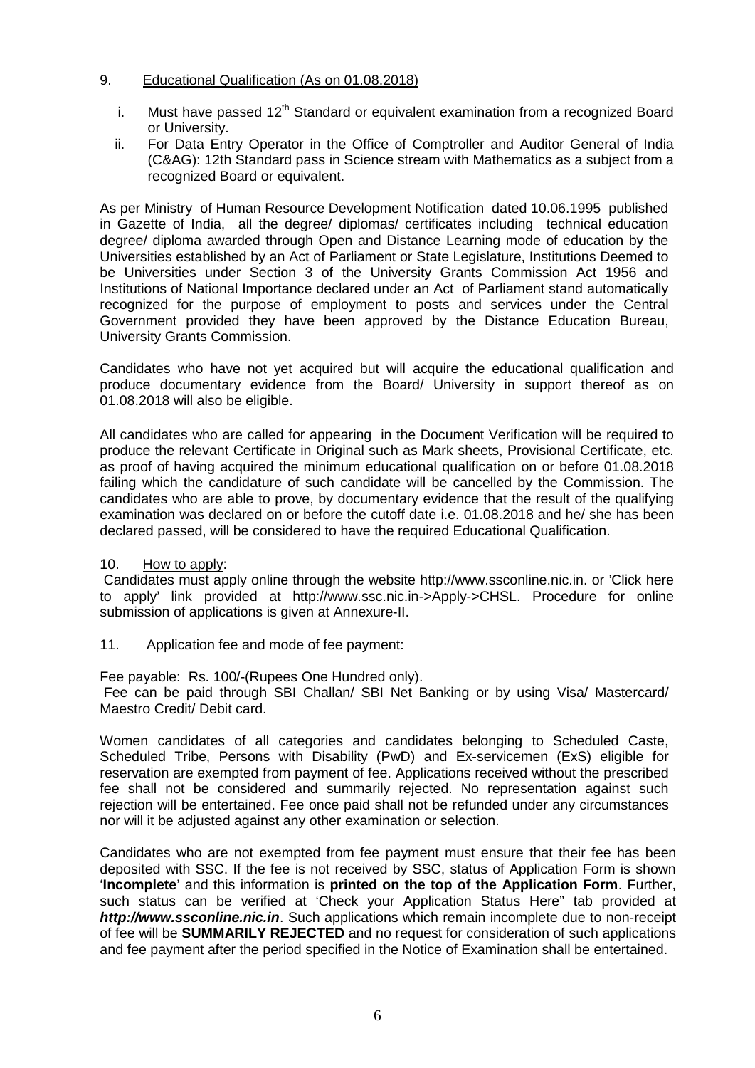9. Educational Qualification (As on 01.08.2018)

  i. Must have passed 12th Standard or equivalent examination from a recognized Board or University.
  ii. For Data Entry Operator in the Office of Comptroller and Auditor General of India (C&AG): 12th Standard pass in Science stream with Mathematics as a subject from a recognized Board or equivalent.

As per Ministry of Human Resource Development Notification dated 10.06.1995 published in Gazette of India, all the degree/ diplomas/ certificates including technical education degree/ diploma awarded through Open and Distance Learning mode of education by the Universities established by an Act of Parliament or State Legislature, Institutions Deemed to be Universities under Section 3 of the University Grants Commission Act 1956 and Institutions of National Importance declared under an Act of Parliament stand automatically recognized for the purpose of employment to posts and services under the Central Government provided they have been approved by the Distance Education Bureau, University Grants Commission.

Candidates who have not yet acquired but will acquire the educational qualification and produce documentary evidence from the Board/ University in support thereof as on 01.08.2018 will also be eligible.

All candidates who are called for appearing in the Document Verification will be required to produce the relevant Certificate in Original such as Mark sheets, Provisional Certificate, etc. as proof of having acquired the minimum educational qualification on or before 01.08.2018 failing which the candidature of such candidate will be cancelled by the Commission. The candidates who are able to prove, by documentary evidence that the result of the qualifying examination was declared on or before the cutoff date i.e. 01.08.2018 and he/ she has been declared passed, will be considered to have the required Educational Qualification.

10. How to apply:

Candidates must apply online through the website http://www.ssconline.nic.in. or 'Click here to apply' link provided at http://www.ssc.nic.in->Apply->CHSL. Procedure for online submission of applications is given at Annexure-II.

11. Application fee and mode of fee payment:

Fee payable: Rs. 100/-(Rupees One Hundred only).
Fee can be paid through SBI Challan/ SBI Net Banking or by using Visa/ Mastercard/ Maestro Credit/ Debit card.

Women candidates of all categories and candidates belonging to Scheduled Caste, Scheduled Tribe, Persons with Disability (PwD) and Ex-servicemen (ExS) eligible for reservation are exempted from payment of fee. Applications received without the prescribed fee shall not be considered and summarily rejected. No representation against such rejection will be entertained. Fee once paid shall not be refunded under any circumstances nor will it be adjusted against any other examination or selection.

Candidates who are not exempted from fee payment must ensure that their fee has been deposited with SSC. If the fee is not received by SSC, status of Application Form is shown '**Incomplete**' and this information is **printed on the top of the Application Form**. Further, such status can be verified at 'Check your Application Status Here" tab provided at ***http://www.ssconline.nic.in***. Such applications which remain incomplete due to non-receipt of fee will be **SUMMARILY REJECTED** and no request for consideration of such applications and fee payment after the period specified in the Notice of Examination shall be entertained.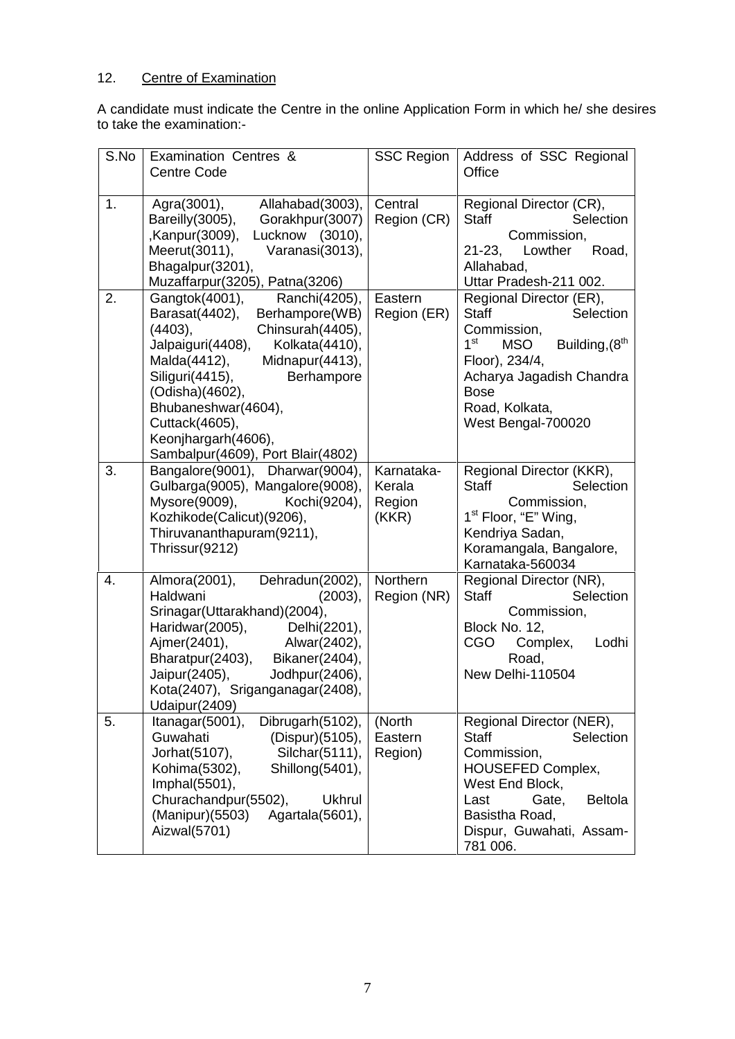12. Centre of Examination

A candidate must indicate the Centre in the online Application Form in which he/ she desires to take the examination:-

| S.No | Examination Centres & Centre Code | SSC Region | Address of SSC Regional Office |
|---|---|---|---|
| 1. | Agra(3001), Allahabad(3003), Bareilly(3005), Gorakhpur(3007) ,Kanpur(3009), Lucknow (3010), Meerut(3011), Varanasi(3013), Bhagalpur(3201), Muzaffarpur(3205), Patna(3206) | Central Region (CR) | Regional Director (CR), Staff Selection Commission, 21-23, Lowther Road, Allahabad, Uttar Pradesh-211 002. |
| 2. | Gangtok(4001), Ranchi(4205), Barasat(4402), Berhampore(WB) (4403), Chinsurah(4405), Jalpaiguri(4408), Kolkata(4410), Malda(4412), Midnapur(4413), Siliguri(4415), Berhampore (Odisha)(4602), Bhubaneshwar(4604), Cuttack(4605), Keonjhargarh(4606), Sambalpur(4609), Port Blair(4802) | Eastern Region (ER) | Regional Director (ER), Staff Selection Commission, 1st MSO Building,(8th Floor), 234/4, Acharya Jagadish Chandra Bose Road, Kolkata, West Bengal-700020 |
| 3. | Bangalore(9001), Dharwar(9004), Gulbarga(9005), Mangalore(9008), Mysore(9009), Kochi(9204), Kozhikode(Calicut)(9206), Thiruvananthapuram(9211), Thrissur(9212) | Karnataka-Kerala Region (KKR) | Regional Director (KKR), Staff Selection Commission, 1st Floor, "E" Wing, Kendriya Sadan, Koramangala, Bangalore, Karnataka-560034 |
| 4. | Almora(2001), Dehradun(2002), Haldwani (2003), Srinagar(Uttarakhand)(2004), Haridwar(2005), Delhi(2201), Ajmer(2401), Alwar(2402), Bharatpur(2403), Bikaner(2404), Jaipur(2405), Jodhpur(2406), Kota(2407), Sriganganagar(2408), Udaipur(2409) | Northern Region (NR) | Regional Director (NR), Staff Selection Commission, Block No. 12, CGO Complex, Lodhi Road, New Delhi-110504 |
| 5. | Itanagar(5001), Dibrugarh(5102), Guwahati (Dispur)(5105), Jorhat(5107), Silchar(5111), Kohima(5302), Shillong(5401), Imphal(5501), Churachandpur(5502), Ukhrul (Manipur)(5503) Agartala(5601), Aizwal(5701) | (North Eastern Region) | Regional Director (NER), Staff Selection Commission, HOUSEFED Complex, West End Block, Last Gate, Beltola Basistha Road, Dispur, Guwahati, Assam-781 006. |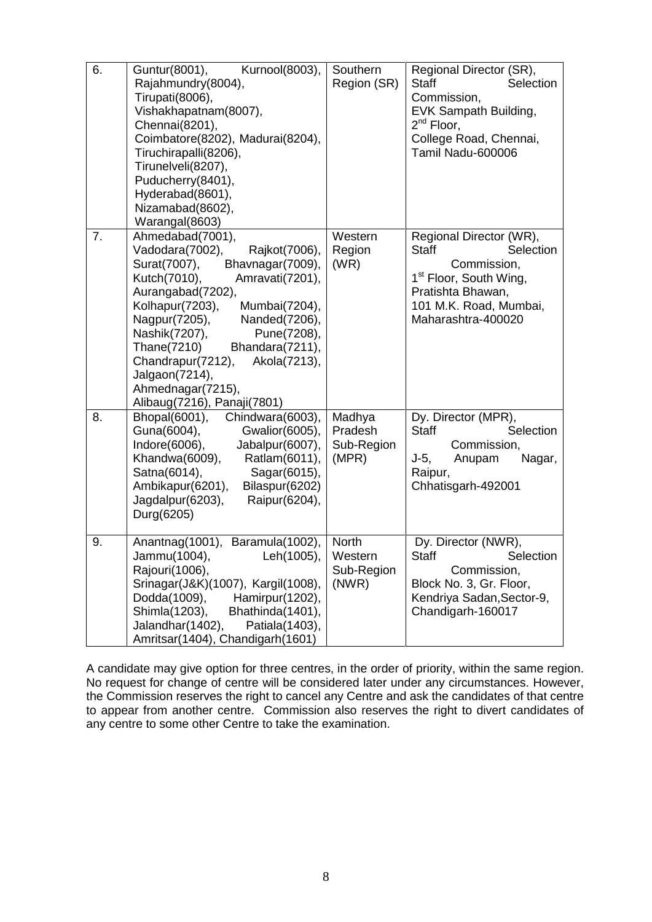| 6. | Guntur(8001), Kurnool(8003), Rajahmundry(8004), Tirupati(8006), Vishakhapatnam(8007), Chennai(8201), Coimbatore(8202), Madurai(8204), Tiruchirapalli(8206), Tirunelveli(8207), Puducherry(8401), Hyderabad(8601), Nizamabad(8602), Warangal(8603) | Southern Region (SR) | Regional Director (SR), Staff Selection Commission, EVK Sampath Building, 2nd Floor, College Road, Chennai, Tamil Nadu-600006 |
|---|---|---|---|
| 7. | Ahmedabad(7001), Vadodara(7002), Rajkot(7006), Surat(7007), Bhavnagar(7009), Kutch(7010), Amravati(7201), Aurangabad(7202), Kolhapur(7203), Mumbai(7204), Nagpur(7205), Nanded(7206), Nashik(7207), Pune(7208), Thane(7210) Bhandara(7211), Chandrapur(7212), Akola(7213), Jalgaon(7214), Ahmednagar(7215), Alibaug(7216), Panaji(7801) | Western Region (WR) | Regional Director (WR), Staff Selection Commission, 1st Floor, South Wing, Pratishta Bhawan, 101 M.K. Road, Mumbai, Maharashtra-400020 |
| 8. | Bhopal(6001), Chindwara(6003), Guna(6004), Gwalior(6005), Indore(6006), Jabalpur(6007), Khandwa(6009), Ratlam(6011), Satna(6014), Sagar(6015), Ambikapur(6201), Bilaspur(6202) Jagdalpur(6203), Raipur(6204), Durg(6205) | Madhya Pradesh Sub-Region (MPR) | Dy. Director (MPR), Staff Selection Commission, J-5, Anupam Nagar, Raipur, Chhatisgarh-492001 |
| 9. | Anantnag(1001), Baramula(1002), Jammu(1004), Leh(1005), Rajouri(1006), Srinagar(J&K)(1007), Kargil(1008), Dodda(1009), Hamirpur(1202), Shimla(1203), Bhathinda(1401), Jalandhar(1402), Patiala(1403), Amritsar(1404), Chandigarh(1601) | North Western Sub-Region (NWR) | Dy. Director (NWR), Staff Selection Commission, Block No. 3, Gr. Floor, Kendriya Sadan, Sector-9, Chandigarh-160017 |

A candidate may give option for three centres, in the order of priority, within the same region. No request for change of centre will be considered later under any circumstances. However, the Commission reserves the right to cancel any Centre and ask the candidates of that centre to appear from another centre. Commission also reserves the right to divert candidates of any centre to some other Centre to take the examination.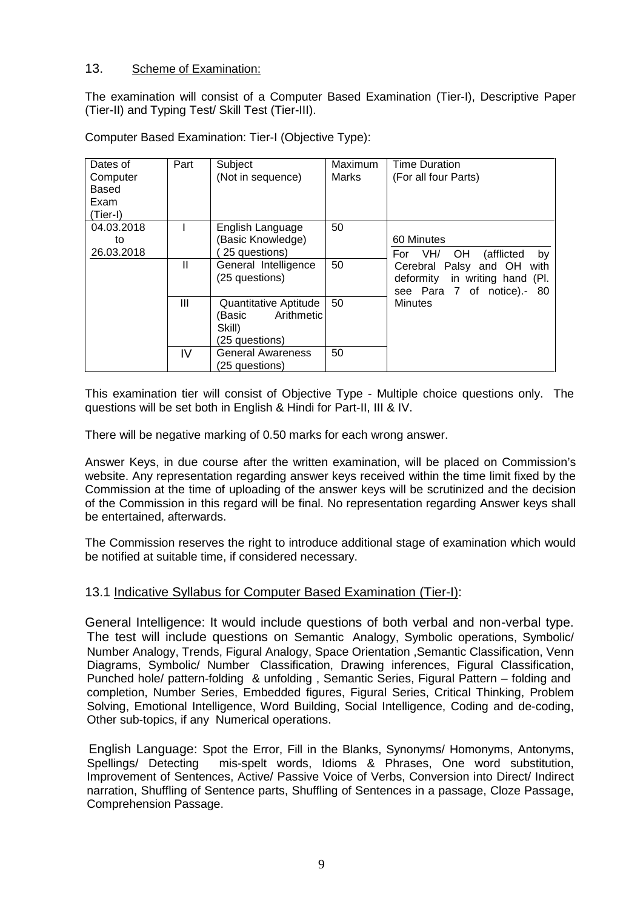## 13. Scheme of Examination:

The examination will consist of a Computer Based Examination (Tier-I), Descriptive Paper (Tier-II) and Typing Test/ Skill Test (Tier-III).

Computer Based Examination: Tier-I (Objective Type):

| Dates of Computer Based Exam (Tier-I) | Part | Subject (Not in sequence) | Maximum Marks | Time Duration (For all four Parts) |
|---|---|---|---|---|
| 04.03.2018 to 26.03.2018 | I | English Language (Basic Knowledge) ( 25 questions) | 50 | 60 Minutes<br>For VH/ OH (afflicted by Cerebral Palsy and OH with deformity in writing hand (Pl. see Para 7 of notice).- 80 Minutes |
| | II | General Intelligence (25 questions) | 50 | |
| | III | Quantitative Aptitude (Basic Arithmetic Skill) (25 questions) | 50 | |
| | IV | General Awareness (25 questions) | 50 | |

This examination tier will consist of Objective Type - Multiple choice questions only. The questions will be set both in English & Hindi for Part-II, III & IV.

There will be negative marking of 0.50 marks for each wrong answer.

Answer Keys, in due course after the written examination, will be placed on Commission's website. Any representation regarding answer keys received within the time limit fixed by the Commission at the time of uploading of the answer keys will be scrutinized and the decision of the Commission in this regard will be final. No representation regarding Answer keys shall be entertained, afterwards.

The Commission reserves the right to introduce additional stage of examination which would be notified at suitable time, if considered necessary.

### 13.1 Indicative Syllabus for Computer Based Examination (Tier-I):

General Intelligence: It would include questions of both verbal and non-verbal type. The test will include questions on Semantic Analogy, Symbolic operations, Symbolic/ Number Analogy, Trends, Figural Analogy, Space Orientation ,Semantic Classification, Venn Diagrams, Symbolic/ Number Classification, Drawing inferences, Figural Classification, Punched hole/ pattern-folding & unfolding , Semantic Series, Figural Pattern – folding and completion, Number Series, Embedded figures, Figural Series, Critical Thinking, Problem Solving, Emotional Intelligence, Word Building, Social Intelligence, Coding and de-coding, Other sub-topics, if any Numerical operations.

English Language: Spot the Error, Fill in the Blanks, Synonyms/ Homonyms, Antonyms, Spellings/ Detecting mis-spelt words, Idioms & Phrases, One word substitution, Improvement of Sentences, Active/ Passive Voice of Verbs, Conversion into Direct/ Indirect narration, Shuffling of Sentence parts, Shuffling of Sentences in a passage, Cloze Passage, Comprehension Passage.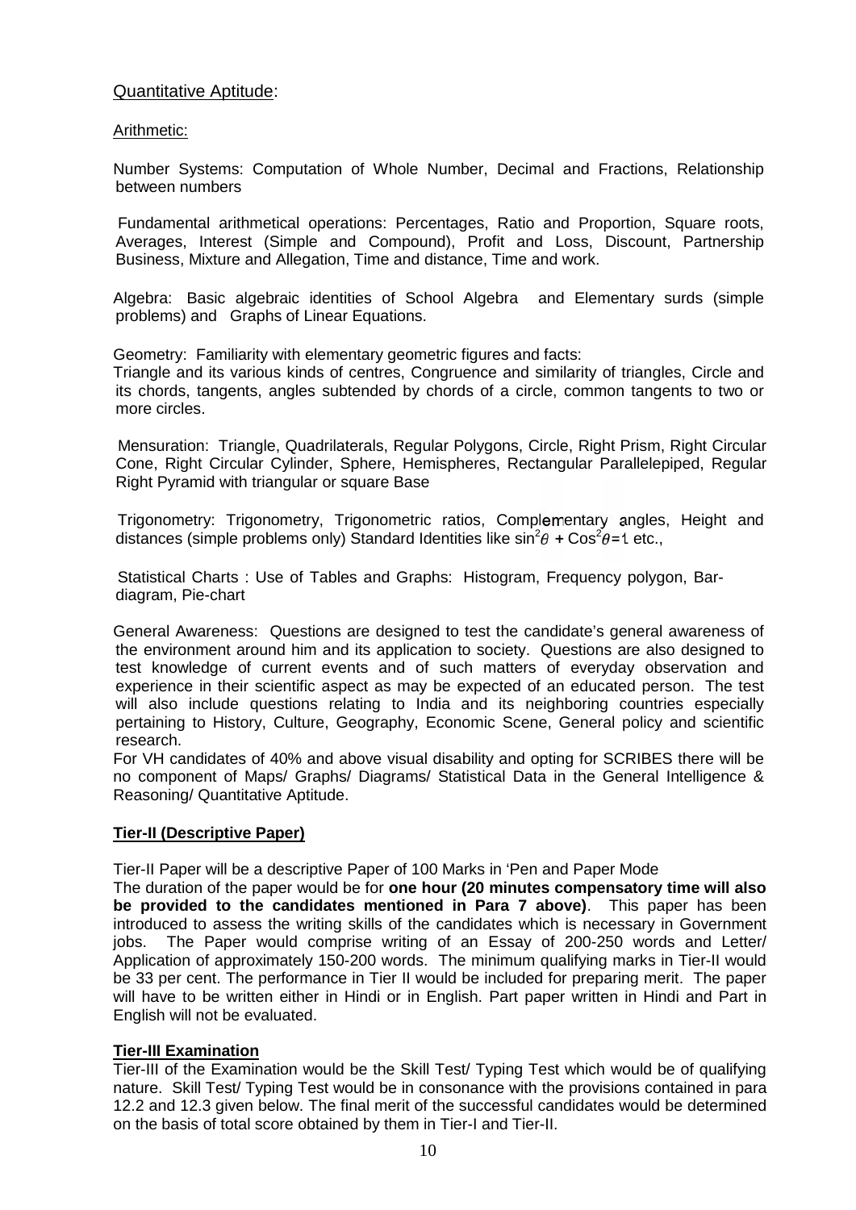Quantitative Aptitude:

Arithmetic:

Number Systems: Computation of Whole Number, Decimal and Fractions, Relationship between numbers

Fundamental arithmetical operations: Percentages, Ratio and Proportion, Square roots, Averages, Interest (Simple and Compound), Profit and Loss, Discount, Partnership Business, Mixture and Allegation, Time and distance, Time and work.

Algebra: Basic algebraic identities of School Algebra and Elementary surds (simple problems) and Graphs of Linear Equations.

Geometry: Familiarity with elementary geometric figures and facts:
Triangle and its various kinds of centres, Congruence and similarity of triangles, Circle and its chords, tangents, angles subtended by chords of a circle, common tangents to two or more circles.

Mensuration: Triangle, Quadrilaterals, Regular Polygons, Circle, Right Prism, Right Circular Cone, Right Circular Cylinder, Sphere, Hemispheres, Rectangular Parallelepiped, Regular Right Pyramid with triangular or square Base

Trigonometry: Trigonometry, Trigonometric ratios, Complementary angles, Height and distances (simple problems only) Standard Identities like $\sin^2\theta + \cos^2\theta = 1$ etc.,

Statistical Charts : Use of Tables and Graphs: Histogram, Frequency polygon, Bar-diagram, Pie-chart

General Awareness: Questions are designed to test the candidate's general awareness of the environment around him and its application to society. Questions are also designed to test knowledge of current events and of such matters of everyday observation and experience in their scientific aspect as may be expected of an educated person. The test will also include questions relating to India and its neighboring countries especially pertaining to History, Culture, Geography, Economic Scene, General policy and scientific research.
For VH candidates of 40% and above visual disability and opting for SCRIBES there will be no component of Maps/ Graphs/ Diagrams/ Statistical Data in the General Intelligence & Reasoning/ Quantitative Aptitude.

**Tier-II (Descriptive Paper)**

Tier-II Paper will be a descriptive Paper of 100 Marks in 'Pen and Paper Mode
The duration of the paper would be for **one hour (20 minutes compensatory time will also be provided to the candidates mentioned in Para 7 above)**. This paper has been introduced to assess the writing skills of the candidates which is necessary in Government jobs. The Paper would comprise writing of an Essay of 200-250 words and Letter/ Application of approximately 150-200 words. The minimum qualifying marks in Tier-II would be 33 per cent. The performance in Tier II would be included for preparing merit. The paper will have to be written either in Hindi or in English. Part paper written in Hindi and Part in English will not be evaluated.

**Tier-III Examination**

Tier-III of the Examination would be the Skill Test/ Typing Test which would be of qualifying nature. Skill Test/ Typing Test would be in consonance with the provisions contained in para 12.2 and 12.3 given below. The final merit of the successful candidates would be determined on the basis of total score obtained by them in Tier-I and Tier-II.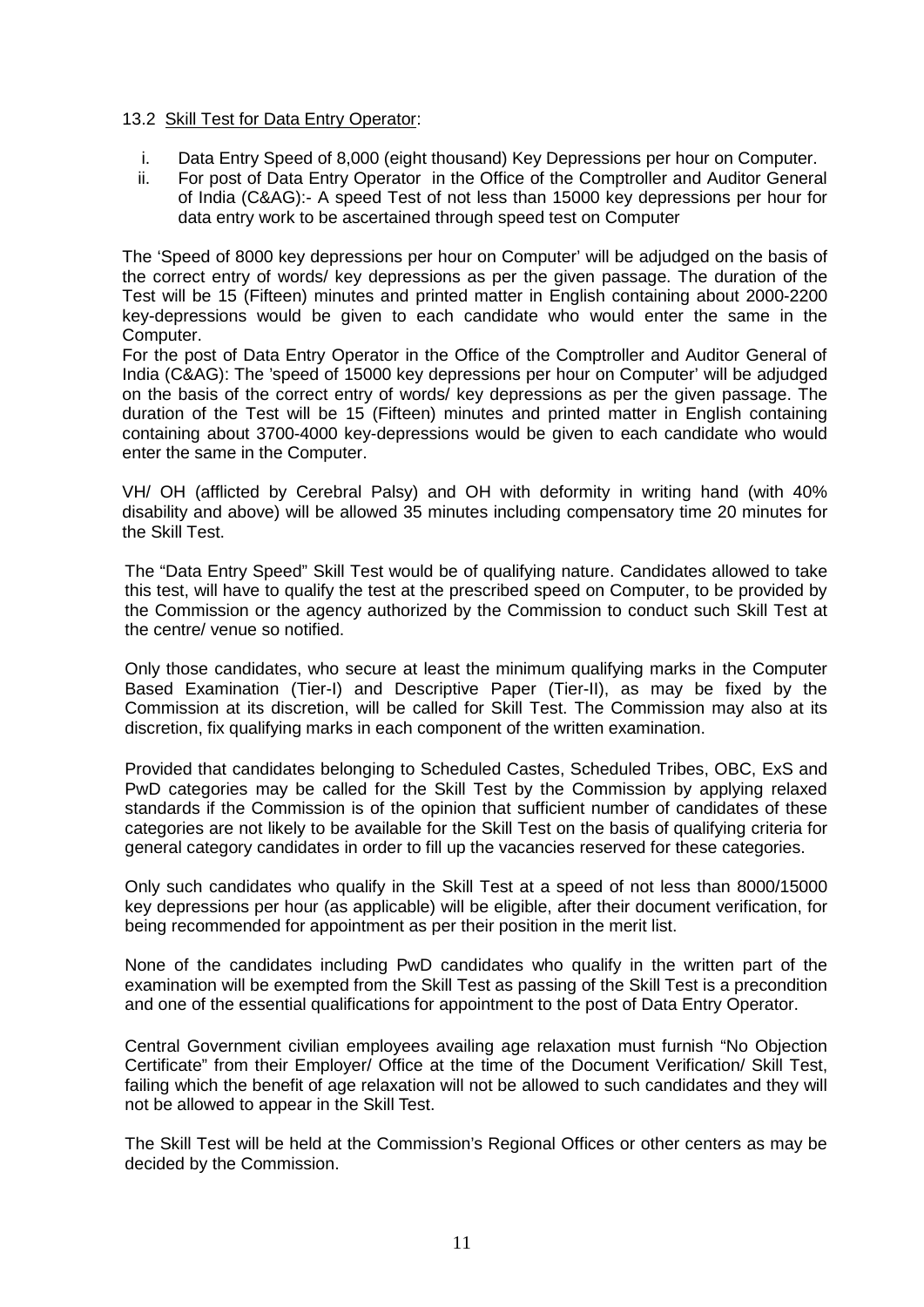13.2 Skill Test for Data Entry Operator:

i. Data Entry Speed of 8,000 (eight thousand) Key Depressions per hour on Computer.
ii. For post of Data Entry Operator in the Office of the Comptroller and Auditor General of India (C&AG):- A speed Test of not less than 15000 key depressions per hour for data entry work to be ascertained through speed test on Computer

The 'Speed of 8000 key depressions per hour on Computer' will be adjudged on the basis of the correct entry of words/ key depressions as per the given passage. The duration of the Test will be 15 (Fifteen) minutes and printed matter in English containing about 2000-2200 key-depressions would be given to each candidate who would enter the same in the Computer.

For the post of Data Entry Operator in the Office of the Comptroller and Auditor General of India (C&AG): The 'speed of 15000 key depressions per hour on Computer' will be adjudged on the basis of the correct entry of words/ key depressions as per the given passage. The duration of the Test will be 15 (Fifteen) minutes and printed matter in English containing containing about 3700-4000 key-depressions would be given to each candidate who would enter the same in the Computer.

VH/ OH (afflicted by Cerebral Palsy) and OH with deformity in writing hand (with 40% disability and above) will be allowed 35 minutes including compensatory time 20 minutes for the Skill Test.

The "Data Entry Speed" Skill Test would be of qualifying nature. Candidates allowed to take this test, will have to qualify the test at the prescribed speed on Computer, to be provided by the Commission or the agency authorized by the Commission to conduct such Skill Test at the centre/ venue so notified.

Only those candidates, who secure at least the minimum qualifying marks in the Computer Based Examination (Tier-I) and Descriptive Paper (Tier-II), as may be fixed by the Commission at its discretion, will be called for Skill Test. The Commission may also at its discretion, fix qualifying marks in each component of the written examination.

Provided that candidates belonging to Scheduled Castes, Scheduled Tribes, OBC, ExS and PwD categories may be called for the Skill Test by the Commission by applying relaxed standards if the Commission is of the opinion that sufficient number of candidates of these categories are not likely to be available for the Skill Test on the basis of qualifying criteria for general category candidates in order to fill up the vacancies reserved for these categories.

Only such candidates who qualify in the Skill Test at a speed of not less than 8000/15000 key depressions per hour (as applicable) will be eligible, after their document verification, for being recommended for appointment as per their position in the merit list.

None of the candidates including PwD candidates who qualify in the written part of the examination will be exempted from the Skill Test as passing of the Skill Test is a precondition and one of the essential qualifications for appointment to the post of Data Entry Operator.

Central Government civilian employees availing age relaxation must furnish "No Objection Certificate" from their Employer/ Office at the time of the Document Verification/ Skill Test, failing which the benefit of age relaxation will not be allowed to such candidates and they will not be allowed to appear in the Skill Test.

The Skill Test will be held at the Commission's Regional Offices or other centers as may be decided by the Commission.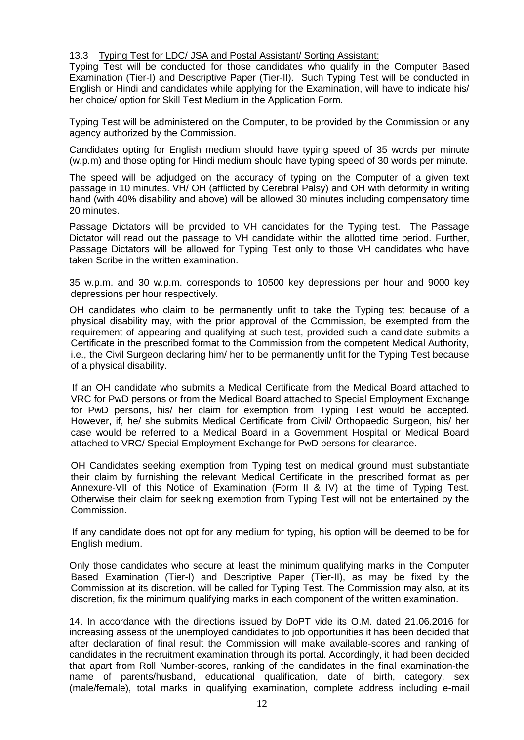13.3 Typing Test for LDC/ JSA and Postal Assistant/ Sorting Assistant:

Typing Test will be conducted for those candidates who qualify in the Computer Based Examination (Tier-I) and Descriptive Paper (Tier-II). Such Typing Test will be conducted in English or Hindi and candidates while applying for the Examination, will have to indicate his/ her choice/ option for Skill Test Medium in the Application Form.

Typing Test will be administered on the Computer, to be provided by the Commission or any agency authorized by the Commission.

Candidates opting for English medium should have typing speed of 35 words per minute (w.p.m) and those opting for Hindi medium should have typing speed of 30 words per minute.

The speed will be adjudged on the accuracy of typing on the Computer of a given text passage in 10 minutes. VH/ OH (afflicted by Cerebral Palsy) and OH with deformity in writing hand (with 40% disability and above) will be allowed 30 minutes including compensatory time 20 minutes.

Passage Dictators will be provided to VH candidates for the Typing test. The Passage Dictator will read out the passage to VH candidate within the allotted time period. Further, Passage Dictators will be allowed for Typing Test only to those VH candidates who have taken Scribe in the written examination.

35 w.p.m. and 30 w.p.m. corresponds to 10500 key depressions per hour and 9000 key depressions per hour respectively.

OH candidates who claim to be permanently unfit to take the Typing test because of a physical disability may, with the prior approval of the Commission, be exempted from the requirement of appearing and qualifying at such test, provided such a candidate submits a Certificate in the prescribed format to the Commission from the competent Medical Authority, i.e., the Civil Surgeon declaring him/ her to be permanently unfit for the Typing Test because of a physical disability.

If an OH candidate who submits a Medical Certificate from the Medical Board attached to VRC for PwD persons or from the Medical Board attached to Special Employment Exchange for PwD persons, his/ her claim for exemption from Typing Test would be accepted. However, if, he/ she submits Medical Certificate from Civil/ Orthopaedic Surgeon, his/ her case would be referred to a Medical Board in a Government Hospital or Medical Board attached to VRC/ Special Employment Exchange for PwD persons for clearance.

OH Candidates seeking exemption from Typing test on medical ground must substantiate their claim by furnishing the relevant Medical Certificate in the prescribed format as per Annexure-VII of this Notice of Examination (Form II & IV) at the time of Typing Test. Otherwise their claim for seeking exemption from Typing Test will not be entertained by the Commission.

If any candidate does not opt for any medium for typing, his option will be deemed to be for English medium.

Only those candidates who secure at least the minimum qualifying marks in the Computer Based Examination (Tier-I) and Descriptive Paper (Tier-II), as may be fixed by the Commission at its discretion, will be called for Typing Test. The Commission may also, at its discretion, fix the minimum qualifying marks in each component of the written examination.

14. In accordance with the directions issued by DoPT vide its O.M. dated 21.06.2016 for increasing assess of the unemployed candidates to job opportunities it has been decided that after declaration of final result the Commission will make available-scores and ranking of candidates in the recruitment examination through its portal. Accordingly, it had been decided that apart from Roll Number-scores, ranking of the candidates in the final examination-the name of parents/husband, educational qualification, date of birth, category, sex (male/female), total marks in qualifying examination, complete address including e-mail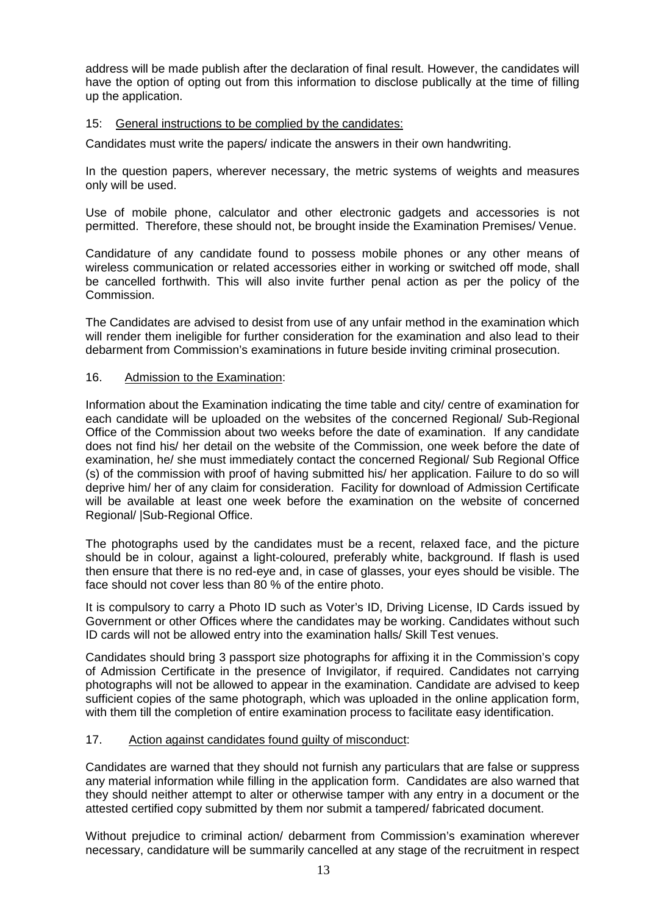address will be made publish after the declaration of final result. However, the candidates will have the option of opting out from this information to disclose publically at the time of filling up the application.

15: <u>General instructions to be complied by the candidates:</u>

Candidates must write the papers/ indicate the answers in their own handwriting.

In the question papers, wherever necessary, the metric systems of weights and measures only will be used.

Use of mobile phone, calculator and other electronic gadgets and accessories is not permitted. Therefore, these should not, be brought inside the Examination Premises/ Venue.

Candidature of any candidate found to possess mobile phones or any other means of wireless communication or related accessories either in working or switched off mode, shall be cancelled forthwith. This will also invite further penal action as per the policy of the Commission.

The Candidates are advised to desist from use of any unfair method in the examination which will render them ineligible for further consideration for the examination and also lead to their debarment from Commission's examinations in future beside inviting criminal prosecution.

16. <u>Admission to the Examination</u>:

Information about the Examination indicating the time table and city/ centre of examination for each candidate will be uploaded on the websites of the concerned Regional/ Sub-Regional Office of the Commission about two weeks before the date of examination. If any candidate does not find his/ her detail on the website of the Commission, one week before the date of examination, he/ she must immediately contact the concerned Regional/ Sub Regional Office (s) of the commission with proof of having submitted his/ her application. Failure to do so will deprive him/ her of any claim for consideration. Facility for download of Admission Certificate will be available at least one week before the examination on the website of concerned Regional/ |Sub-Regional Office.

The photographs used by the candidates must be a recent, relaxed face, and the picture should be in colour, against a light-coloured, preferably white, background. If flash is used then ensure that there is no red-eye and, in case of glasses, your eyes should be visible. The face should not cover less than 80 % of the entire photo.

It is compulsory to carry a Photo ID such as Voter's ID, Driving License, ID Cards issued by Government or other Offices where the candidates may be working. Candidates without such ID cards will not be allowed entry into the examination halls/ Skill Test venues.

Candidates should bring 3 passport size photographs for affixing it in the Commission's copy of Admission Certificate in the presence of Invigilator, if required. Candidates not carrying photographs will not be allowed to appear in the examination. Candidate are advised to keep sufficient copies of the same photograph, which was uploaded in the online application form, with them till the completion of entire examination process to facilitate easy identification.

17. <u>Action against candidates found guilty of misconduct</u>:

Candidates are warned that they should not furnish any particulars that are false or suppress any material information while filling in the application form. Candidates are also warned that they should neither attempt to alter or otherwise tamper with any entry in a document or the attested certified copy submitted by them nor submit a tampered/ fabricated document.

Without prejudice to criminal action/ debarment from Commission's examination wherever necessary, candidature will be summarily cancelled at any stage of the recruitment in respect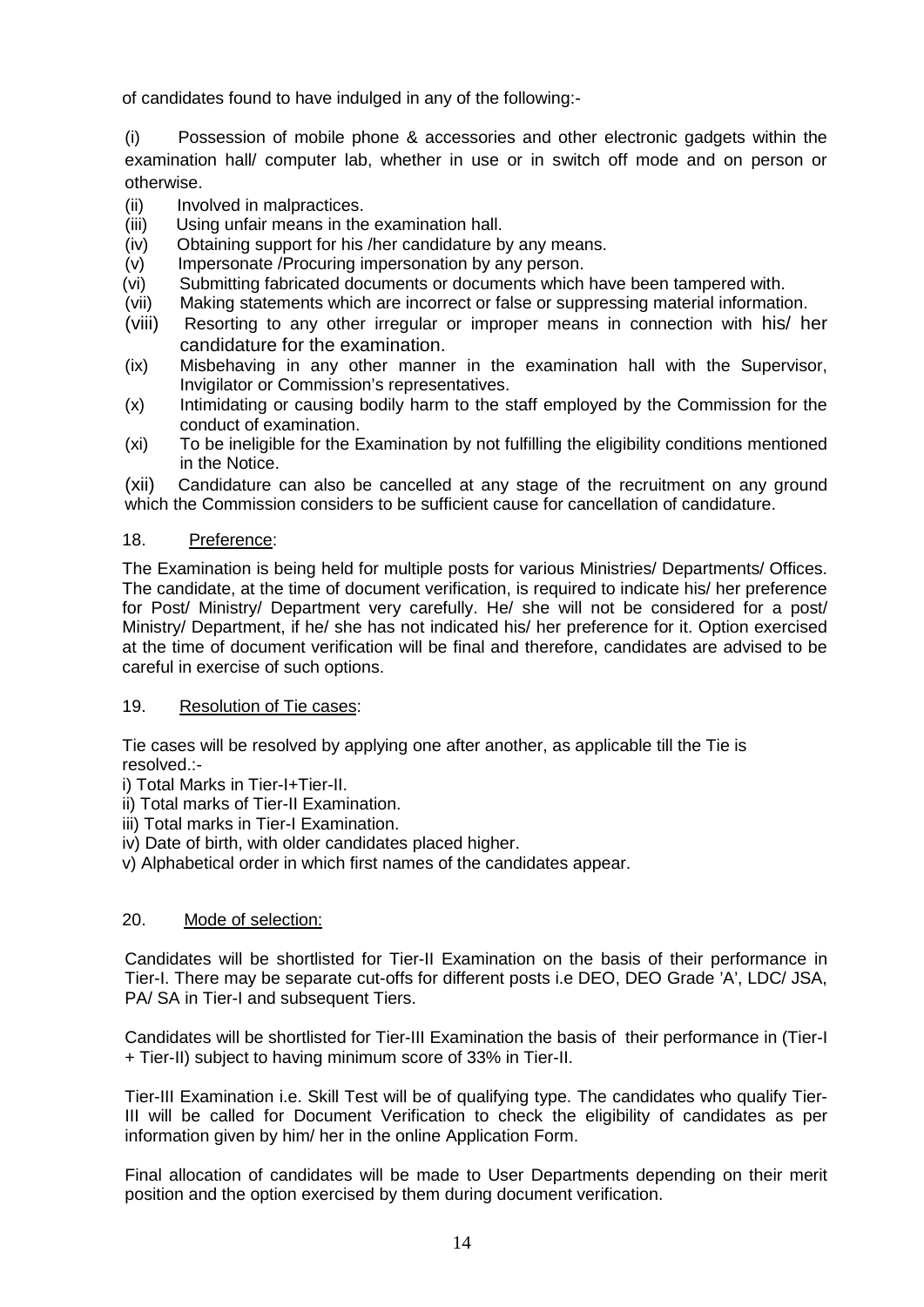of candidates found to have indulged in any of the following:-

(i) Possession of mobile phone & accessories and other electronic gadgets within the examination hall/ computer lab, whether in use or in switch off mode and on person or otherwise.

(ii) Involved in malpractices.

(iii) Using unfair means in the examination hall.

(iv) Obtaining support for his /her candidature by any means.

(v) Impersonate /Procuring impersonation by any person.

(vi) Submitting fabricated documents or documents which have been tampered with.

(vii) Making statements which are incorrect or false or suppressing material information.

(viii) Resorting to any other irregular or improper means in connection with his/ her candidature for the examination.

(ix) Misbehaving in any other manner in the examination hall with the Supervisor, Invigilator or Commission's representatives.

(x) Intimidating or causing bodily harm to the staff employed by the Commission for the conduct of examination.

(xi) To be ineligible for the Examination by not fulfilling the eligibility conditions mentioned in the Notice.

(xii) Candidature can also be cancelled at any stage of the recruitment on any ground which the Commission considers to be sufficient cause for cancellation of candidature.

18. Preference:

The Examination is being held for multiple posts for various Ministries/ Departments/ Offices. The candidate, at the time of document verification, is required to indicate his/ her preference for Post/ Ministry/ Department very carefully. He/ she will not be considered for a post/ Ministry/ Department, if he/ she has not indicated his/ her preference for it. Option exercised at the time of document verification will be final and therefore, candidates are advised to be careful in exercise of such options.

19. Resolution of Tie cases:

Tie cases will be resolved by applying one after another, as applicable till the Tie is resolved.:-

i) Total Marks in Tier-I+Tier-II.

ii) Total marks of Tier-II Examination.

iii) Total marks in Tier-I Examination.

iv) Date of birth, with older candidates placed higher.

v) Alphabetical order in which first names of the candidates appear.

20. Mode of selection:

Candidates will be shortlisted for Tier-II Examination on the basis of their performance in Tier-I. There may be separate cut-offs for different posts i.e DEO, DEO Grade 'A', LDC/ JSA, PA/ SA in Tier-I and subsequent Tiers.

Candidates will be shortlisted for Tier-III Examination the basis of their performance in (Tier-I + Tier-II) subject to having minimum score of 33% in Tier-II.

Tier-III Examination i.e. Skill Test will be of qualifying type. The candidates who qualify Tier-III will be called for Document Verification to check the eligibility of candidates as per information given by him/ her in the online Application Form.

Final allocation of candidates will be made to User Departments depending on their merit position and the option exercised by them during document verification.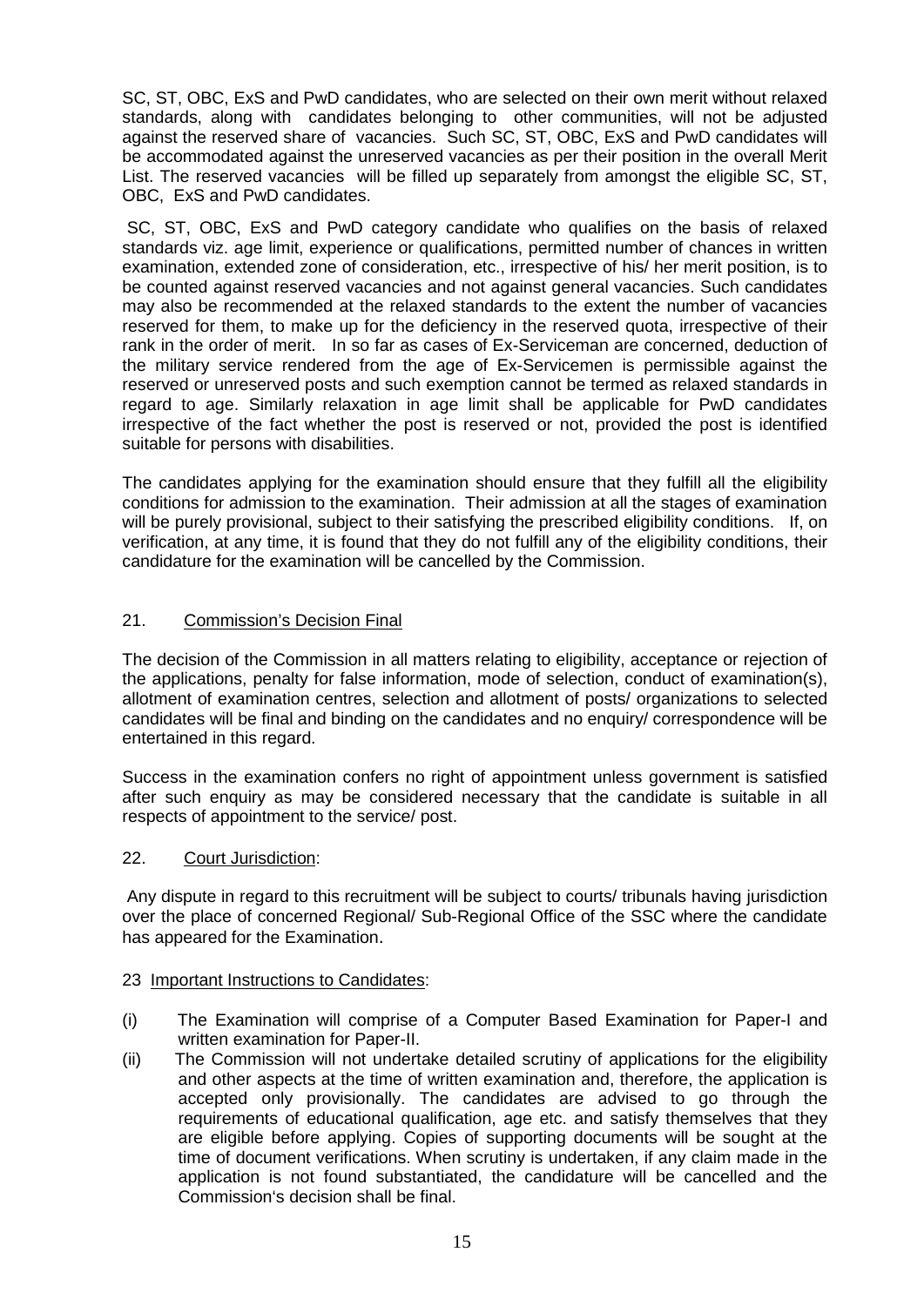SC, ST, OBC, ExS and PwD candidates, who are selected on their own merit without relaxed standards, along with candidates belonging to other communities, will not be adjusted against the reserved share of vacancies. Such SC, ST, OBC, ExS and PwD candidates will be accommodated against the unreserved vacancies as per their position in the overall Merit List. The reserved vacancies will be filled up separately from amongst the eligible SC, ST, OBC, ExS and PwD candidates.

SC, ST, OBC, ExS and PwD category candidate who qualifies on the basis of relaxed standards viz. age limit, experience or qualifications, permitted number of chances in written examination, extended zone of consideration, etc., irrespective of his/ her merit position, is to be counted against reserved vacancies and not against general vacancies. Such candidates may also be recommended at the relaxed standards to the extent the number of vacancies reserved for them, to make up for the deficiency in the reserved quota, irrespective of their rank in the order of merit. In so far as cases of Ex-Serviceman are concerned, deduction of the military service rendered from the age of Ex-Servicemen is permissible against the reserved or unreserved posts and such exemption cannot be termed as relaxed standards in regard to age. Similarly relaxation in age limit shall be applicable for PwD candidates irrespective of the fact whether the post is reserved or not, provided the post is identified suitable for persons with disabilities.

The candidates applying for the examination should ensure that they fulfill all the eligibility conditions for admission to the examination. Their admission at all the stages of examination will be purely provisional, subject to their satisfying the prescribed eligibility conditions. If, on verification, at any time, it is found that they do not fulfill any of the eligibility conditions, their candidature for the examination will be cancelled by the Commission.

## 21. Commission's Decision Final

The decision of the Commission in all matters relating to eligibility, acceptance or rejection of the applications, penalty for false information, mode of selection, conduct of examination(s), allotment of examination centres, selection and allotment of posts/ organizations to selected candidates will be final and binding on the candidates and no enquiry/ correspondence will be entertained in this regard.

Success in the examination confers no right of appointment unless government is satisfied after such enquiry as may be considered necessary that the candidate is suitable in all respects of appointment to the service/ post.

## 22. Court Jurisdiction:

Any dispute in regard to this recruitment will be subject to courts/ tribunals having jurisdiction over the place of concerned Regional/ Sub-Regional Office of the SSC where the candidate has appeared for the Examination.

## 23 Important Instructions to Candidates:

(i) The Examination will comprise of a Computer Based Examination for Paper-I and written examination for Paper-II.

(ii) The Commission will not undertake detailed scrutiny of applications for the eligibility and other aspects at the time of written examination and, therefore, the application is accepted only provisionally. The candidates are advised to go through the requirements of educational qualification, age etc. and satisfy themselves that they are eligible before applying. Copies of supporting documents will be sought at the time of document verifications. When scrutiny is undertaken, if any claim made in the application is not found substantiated, the candidature will be cancelled and the Commission's decision shall be final.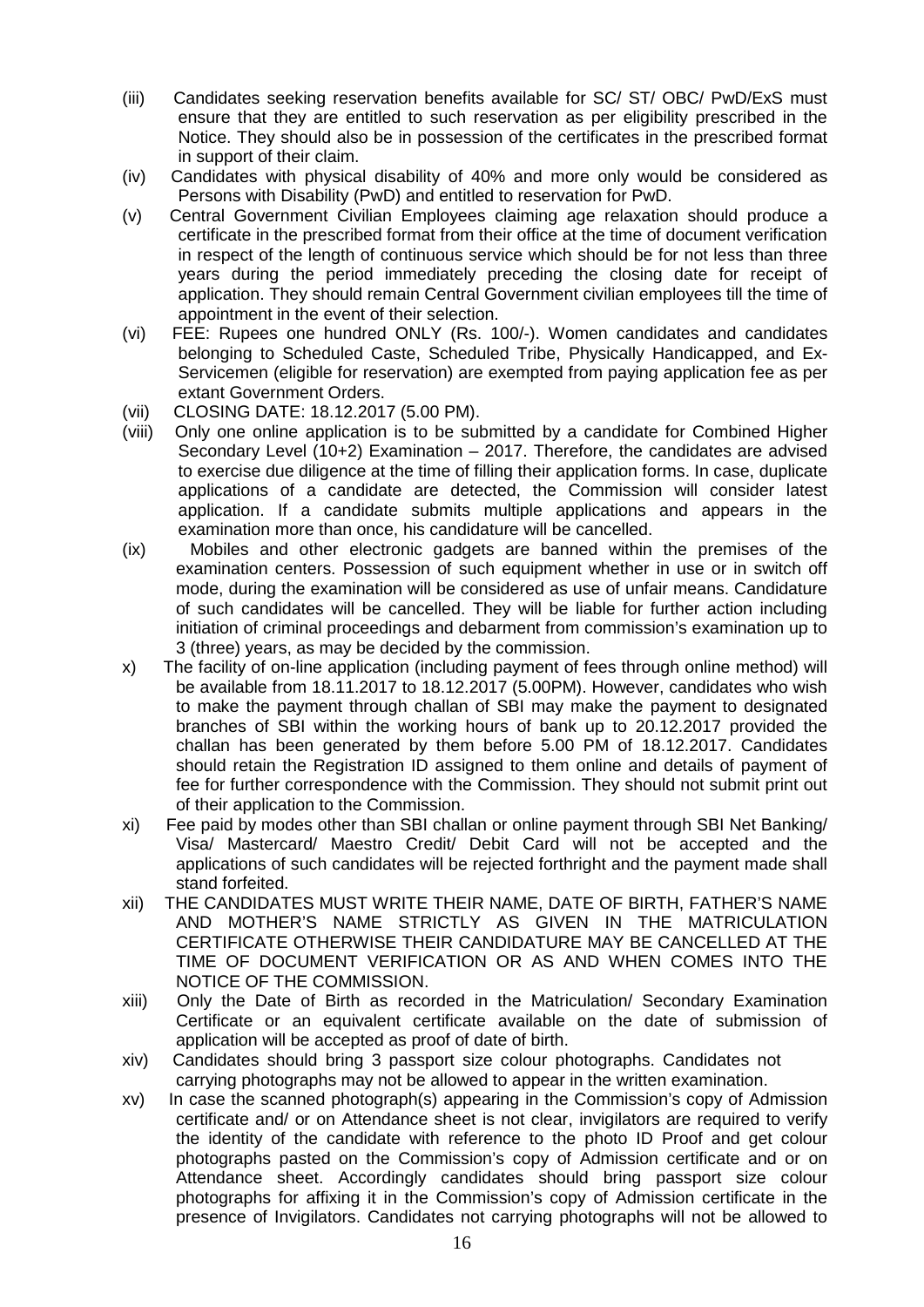(iii) Candidates seeking reservation benefits available for SC/ ST/ OBC/ PwD/ExS must ensure that they are entitled to such reservation as per eligibility prescribed in the Notice. They should also be in possession of the certificates in the prescribed format in support of their claim.

(iv) Candidates with physical disability of 40% and more only would be considered as Persons with Disability (PwD) and entitled to reservation for PwD.

(v) Central Government Civilian Employees claiming age relaxation should produce a certificate in the prescribed format from their office at the time of document verification in respect of the length of continuous service which should be for not less than three years during the period immediately preceding the closing date for receipt of application. They should remain Central Government civilian employees till the time of appointment in the event of their selection.

(vi) FEE: Rupees one hundred ONLY (Rs. 100/-). Women candidates and candidates belonging to Scheduled Caste, Scheduled Tribe, Physically Handicapped, and Ex-Servicemen (eligible for reservation) are exempted from paying application fee as per extant Government Orders.

(vii) CLOSING DATE: 18.12.2017 (5.00 PM).

(viii) Only one online application is to be submitted by a candidate for Combined Higher Secondary Level (10+2) Examination – 2017. Therefore, the candidates are advised to exercise due diligence at the time of filling their application forms. In case, duplicate applications of a candidate are detected, the Commission will consider latest application. If a candidate submits multiple applications and appears in the examination more than once, his candidature will be cancelled.

(ix) Mobiles and other electronic gadgets are banned within the premises of the examination centers. Possession of such equipment whether in use or in switch off mode, during the examination will be considered as use of unfair means. Candidature of such candidates will be cancelled. They will be liable for further action including initiation of criminal proceedings and debarment from commission's examination up to 3 (three) years, as may be decided by the commission.

x) The facility of on-line application (including payment of fees through online method) will be available from 18.11.2017 to 18.12.2017 (5.00PM). However, candidates who wish to make the payment through challan of SBI may make the payment to designated branches of SBI within the working hours of bank up to 20.12.2017 provided the challan has been generated by them before 5.00 PM of 18.12.2017. Candidates should retain the Registration ID assigned to them online and details of payment of fee for further correspondence with the Commission. They should not submit print out of their application to the Commission.

xi) Fee paid by modes other than SBI challan or online payment through SBI Net Banking/ Visa/ Mastercard/ Maestro Credit/ Debit Card will not be accepted and the applications of such candidates will be rejected forthright and the payment made shall stand forfeited.

xii) THE CANDIDATES MUST WRITE THEIR NAME, DATE OF BIRTH, FATHER'S NAME AND MOTHER'S NAME STRICTLY AS GIVEN IN THE MATRICULATION CERTIFICATE OTHERWISE THEIR CANDIDATURE MAY BE CANCELLED AT THE TIME OF DOCUMENT VERIFICATION OR AS AND WHEN COMES INTO THE NOTICE OF THE COMMISSION.

xiii) Only the Date of Birth as recorded in the Matriculation/ Secondary Examination Certificate or an equivalent certificate available on the date of submission of application will be accepted as proof of date of birth.

xiv) Candidates should bring 3 passport size colour photographs. Candidates not carrying photographs may not be allowed to appear in the written examination.

xv) In case the scanned photograph(s) appearing in the Commission's copy of Admission certificate and/ or on Attendance sheet is not clear, invigilators are required to verify the identity of the candidate with reference to the photo ID Proof and get colour photographs pasted on the Commission's copy of Admission certificate and or on Attendance sheet. Accordingly candidates should bring passport size colour photographs for affixing it in the Commission's copy of Admission certificate in the presence of Invigilators. Candidates not carrying photographs will not be allowed to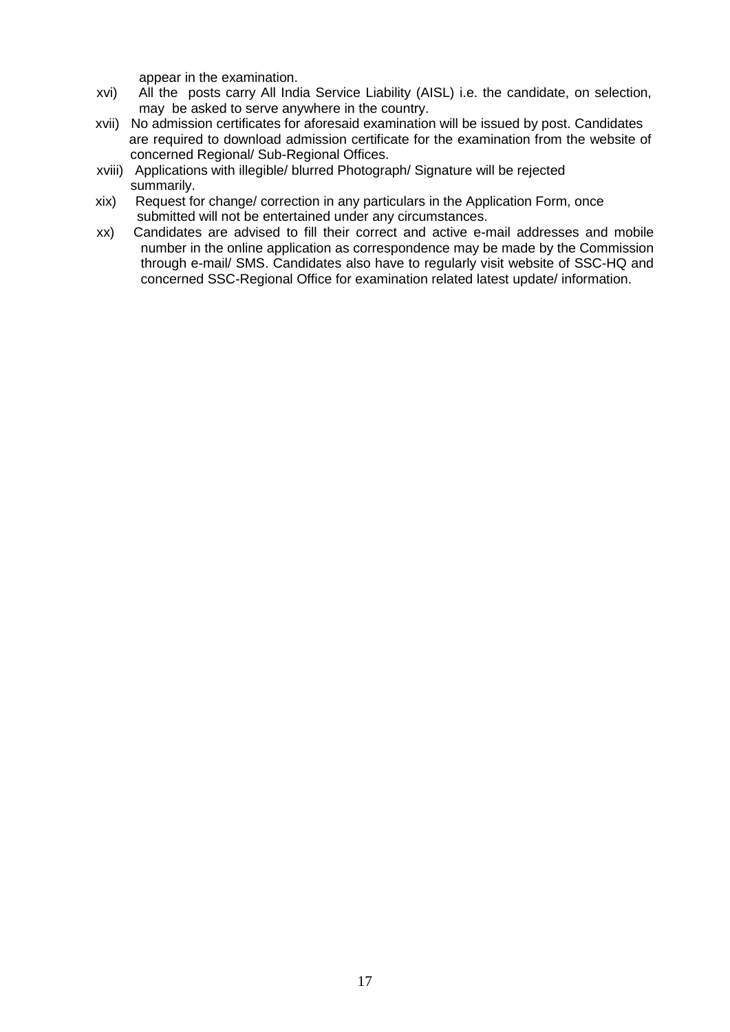appear in the examination.

xvi) All the posts carry All India Service Liability (AISL) i.e. the candidate, on selection, may be asked to serve anywhere in the country.

xvii) No admission certificates for aforesaid examination will be issued by post. Candidates are required to download admission certificate for the examination from the website of concerned Regional/ Sub-Regional Offices.

xviii) Applications with illegible/ blurred Photograph/ Signature will be rejected summarily.

xix) Request for change/ correction in any particulars in the Application Form, once submitted will not be entertained under any circumstances.

xx) Candidates are advised to fill their correct and active e-mail addresses and mobile number in the online application as correspondence may be made by the Commission through e-mail/ SMS. Candidates also have to regularly visit website of SSC-HQ and concerned SSC-Regional Office for examination related latest update/ information.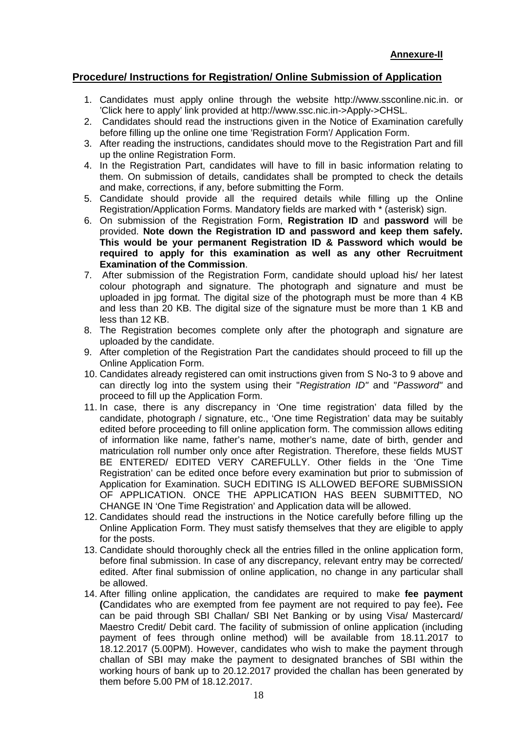**Annexure-II**

## Procedure/ Instructions for Registration/ Online Submission of Application

1. Candidates must apply online through the website http://www.ssconline.nic.in. or 'Click here to apply' link provided at http://www.ssc.nic.in->Apply->CHSL.
2. Candidates should read the instructions given in the Notice of Examination carefully before filling up the online one time 'Registration Form'/ Application Form.
3. After reading the instructions, candidates should move to the Registration Part and fill up the online Registration Form.
4. In the Registration Part, candidates will have to fill in basic information relating to them. On submission of details, candidates shall be prompted to check the details and make, corrections, if any, before submitting the Form.
5. Candidate should provide all the required details while filling up the Online Registration/Application Forms. Mandatory fields are marked with * (asterisk) sign.
6. On submission of the Registration Form, **Registration ID** and **password** will be provided. **Note down the Registration ID and password and keep them safely. This would be your permanent Registration ID & Password which would be required to apply for this examination as well as any other Recruitment Examination of the Commission**.
7. After submission of the Registration Form, candidate should upload his/ her latest colour photograph and signature. The photograph and signature and must be uploaded in jpg format. The digital size of the photograph must be more than 4 KB and less than 20 KB. The digital size of the signature must be more than 1 KB and less than 12 KB.
8. The Registration becomes complete only after the photograph and signature are uploaded by the candidate.
9. After completion of the Registration Part the candidates should proceed to fill up the Online Application Form.
10. Candidates already registered can omit instructions given from S No-3 to 9 above and can directly log into the system using their "*Registration ID"* and "*Password"* and proceed to fill up the Application Form.
11. In case, there is any discrepancy in 'One time registration' data filled by the candidate, photograph / signature, etc., 'One time Registration' data may be suitably edited before proceeding to fill online application form. The commission allows editing of information like name, father's name, mother's name, date of birth, gender and matriculation roll number only once after Registration. Therefore, these fields MUST BE ENTERED/ EDITED VERY CAREFULLY. Other fields in the 'One Time Registration' can be edited once before every examination but prior to submission of Application for Examination. SUCH EDITING IS ALLOWED BEFORE SUBMISSION OF APPLICATION. ONCE THE APPLICATION HAS BEEN SUBMITTED, NO CHANGE IN 'One Time Registration' and Application data will be allowed.
12. Candidates should read the instructions in the Notice carefully before filling up the Online Application Form. They must satisfy themselves that they are eligible to apply for the posts.
13. Candidate should thoroughly check all the entries filled in the online application form, before final submission. In case of any discrepancy, relevant entry may be corrected/ edited. After final submission of online application, no change in any particular shall be allowed.
14. After filling online application, the candidates are required to make **fee payment (**Candidates who are exempted from fee payment are not required to pay fee)**.** Fee can be paid through SBI Challan/ SBI Net Banking or by using Visa/ Mastercard/ Maestro Credit/ Debit card. The facility of submission of online application (including payment of fees through online method) will be available from 18.11.2017 to 18.12.2017 (5.00PM). However, candidates who wish to make the payment through challan of SBI may make the payment to designated branches of SBI within the working hours of bank up to 20.12.2017 provided the challan has been generated by them before 5.00 PM of 18.12.2017.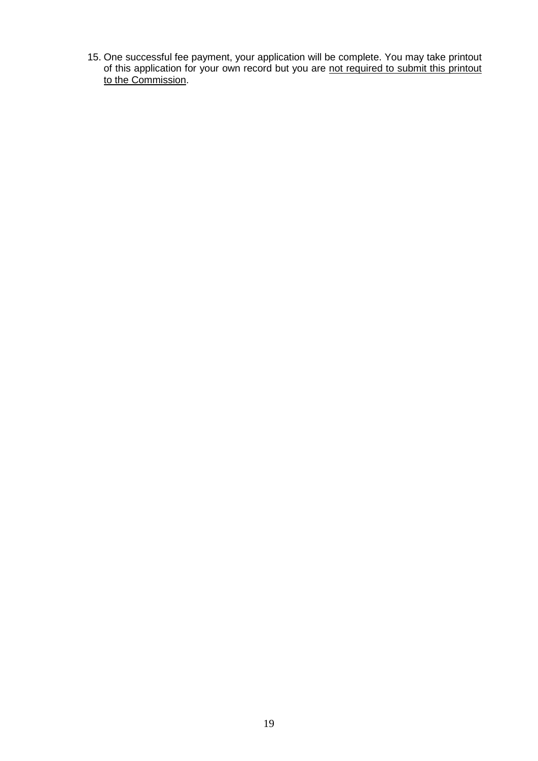15. One successful fee payment, your application will be complete. You may take printout of this application for your own record but you are <u>not required to submit this printout to the Commission</u>.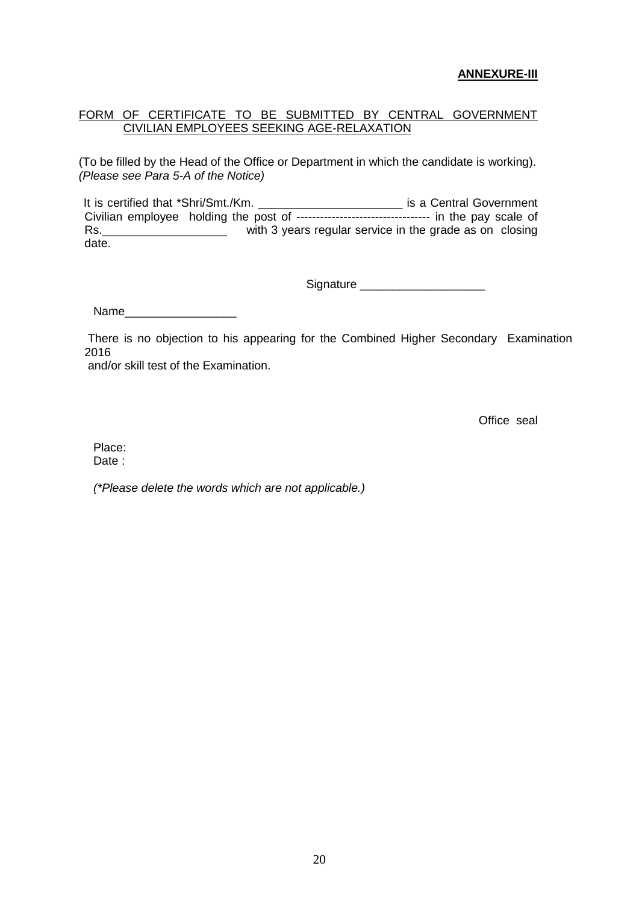**ANNEXURE-III**

FORM OF CERTIFICATE TO BE SUBMITTED BY CENTRAL GOVERNMENT CIVILIAN EMPLOYEES SEEKING AGE-RELAXATION

(To be filled by the Head of the Office or Department in which the candidate is working).
*(Please see Para 5-A of the Notice)*

It is certified that *Shri/Smt./Km. ______________________ is a Central Government Civilian employee holding the post of --------------------------------- in the pay scale of Rs.___________________ with 3 years regular service in the grade as on closing date.

Signature ___________________

Name_________________

There is no objection to his appearing for the Combined Higher Secondary Examination 2016
and/or skill test of the Examination.

Office seal

Place:
Date :

*(*Please delete the words which are not applicable.)*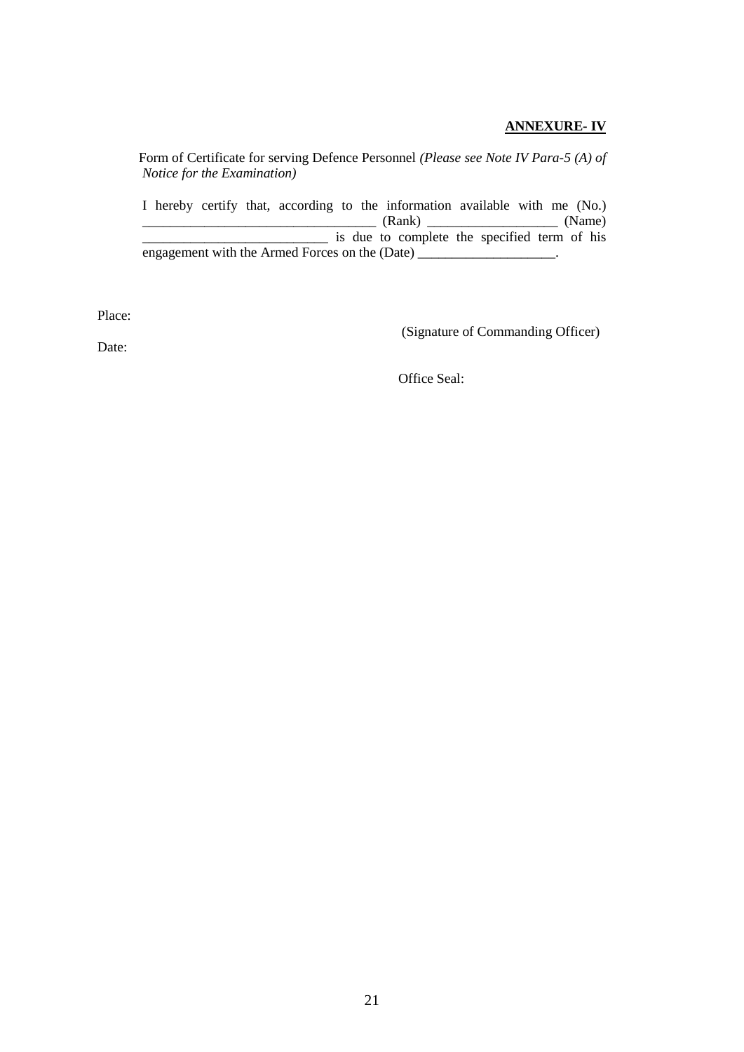**ANNEXURE- IV**

Form of Certificate for serving Defence Personnel *(Please see Note IV Para-5 (A) of Notice for the Examination)*

I hereby certify that, according to the information available with me (No.) _________________________________ (Rank) __________________ (Name) __________________________ is due to complete the specified term of his engagement with the Armed Forces on the (Date) ____________________.

Place:

(Signature of Commanding Officer)

Date:

Office Seal: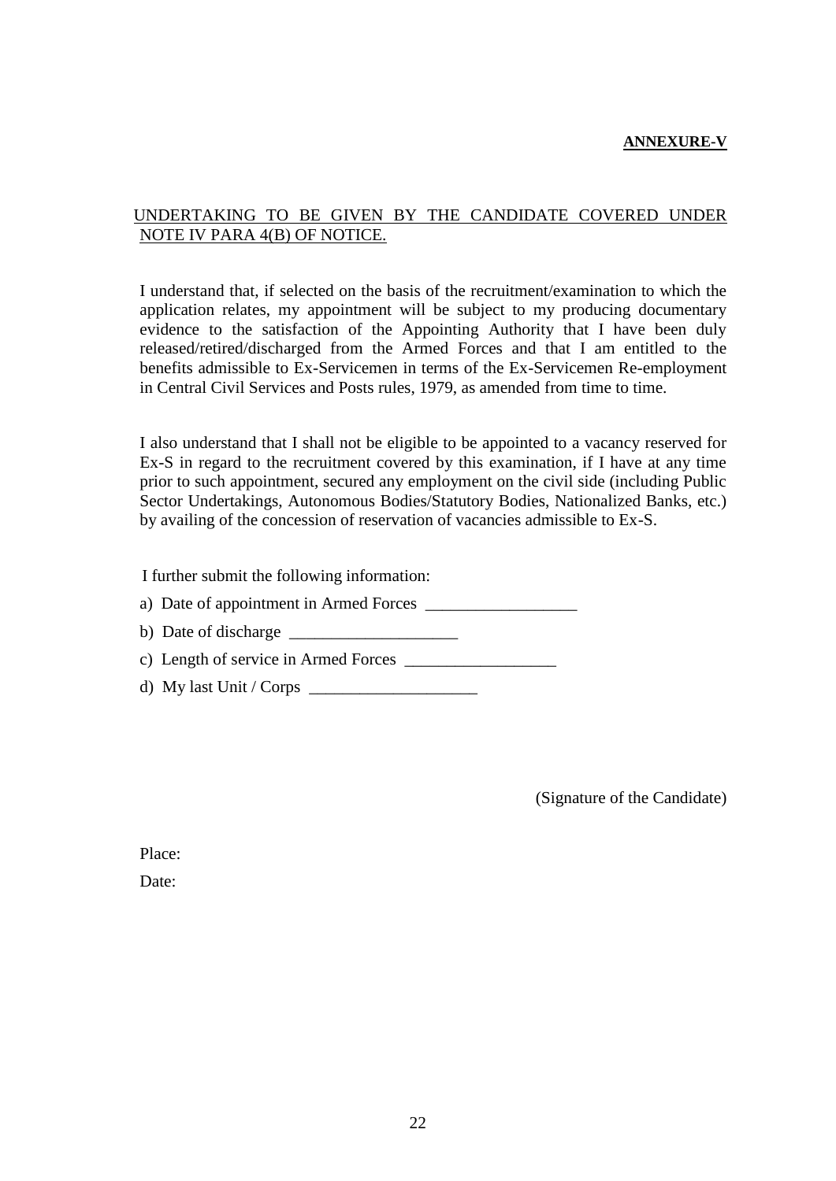**ANNEXURE-V**

UNDERTAKING TO BE GIVEN BY THE CANDIDATE COVERED UNDER NOTE IV PARA 4(B) OF NOTICE.

I understand that, if selected on the basis of the recruitment/examination to which the application relates, my appointment will be subject to my producing documentary evidence to the satisfaction of the Appointing Authority that I have been duly released/retired/discharged from the Armed Forces and that I am entitled to the benefits admissible to Ex-Servicemen in terms of the Ex-Servicemen Re-employment in Central Civil Services and Posts rules, 1979, as amended from time to time.

I also understand that I shall not be eligible to be appointed to a vacancy reserved for Ex-S in regard to the recruitment covered by this examination, if I have at any time prior to such appointment, secured any employment on the civil side (including Public Sector Undertakings, Autonomous Bodies/Statutory Bodies, Nationalized Banks, etc.) by availing of the concession of reservation of vacancies admissible to Ex-S.

I further submit the following information:

a) Date of appointment in Armed Forces __________________

b) Date of discharge ____________________

c) Length of service in Armed Forces __________________

d) My last Unit / Corps ____________________

(Signature of the Candidate)

Place:

Date: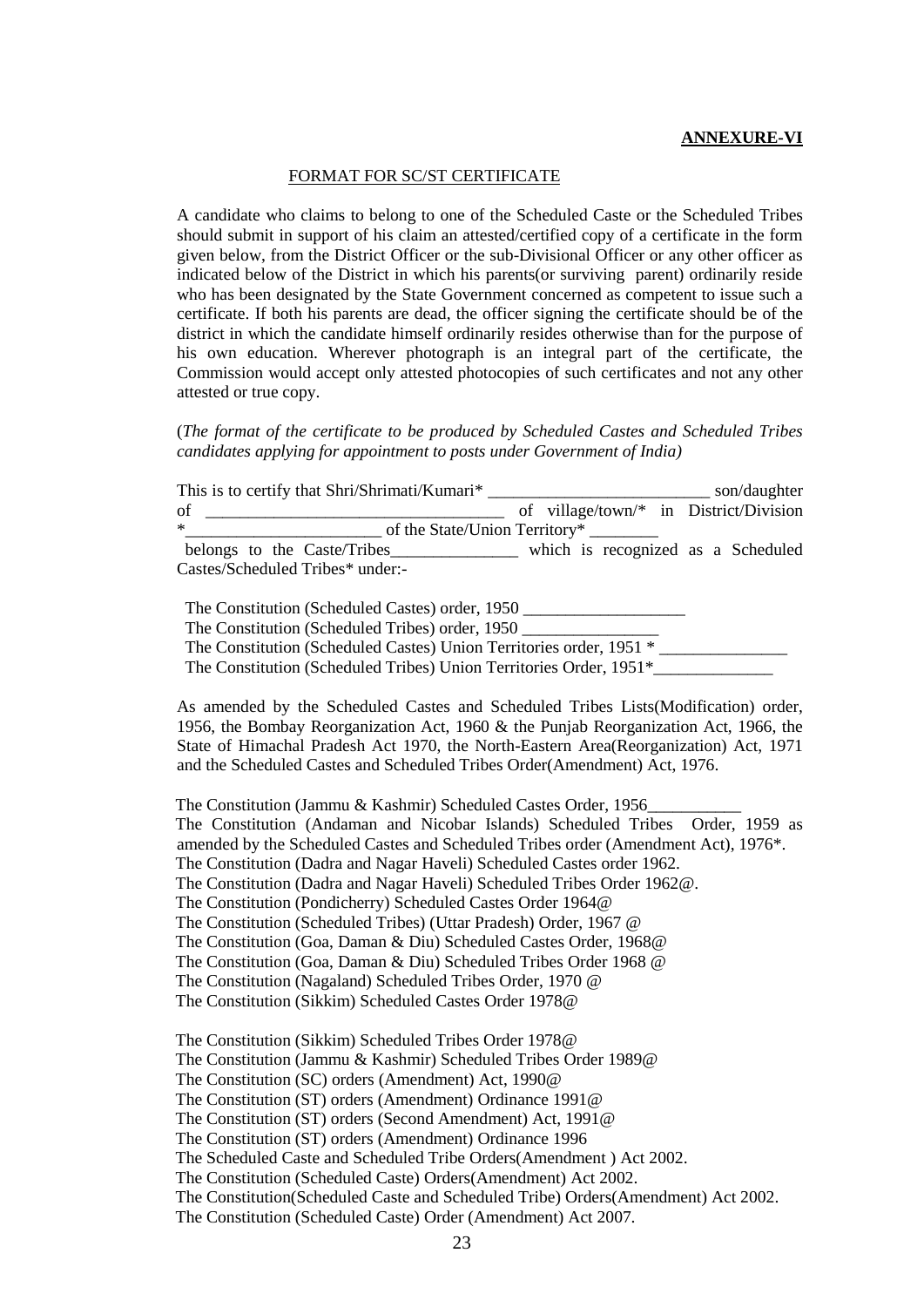**ANNEXURE-VI**

FORMAT FOR SC/ST CERTIFICATE

A candidate who claims to belong to one of the Scheduled Caste or the Scheduled Tribes should submit in support of his claim an attested/certified copy of a certificate in the form given below, from the District Officer or the sub-Divisional Officer or any other officer as indicated below of the District in which his parents(or surviving parent) ordinarily reside who has been designated by the State Government concerned as competent to issue such a certificate. If both his parents are dead, the officer signing the certificate should be of the district in which the candidate himself ordinarily resides otherwise than for the purpose of his own education. Wherever photograph is an integral part of the certificate, the Commission would accept only attested photocopies of such certificates and not any other attested or true copy.

(*The format of the certificate to be produced by Scheduled Castes and Scheduled Tribes candidates applying for appointment to posts under Government of India)*

This is to certify that Shri/Shrimati/Kumari* __________________________ son/daughter of ___________________________________ of village/town/* in District/Division *_______________________ of the State/Union Territory* ________ belongs to the Caste/Tribes_______________ which is recognized as a Scheduled Castes/Scheduled Tribes* under:-

The Constitution (Scheduled Castes) order, 1950 __________________
The Constitution (Scheduled Tribes) order, 1950 ________________
The Constitution (Scheduled Castes) Union Territories order, 1951 * _______________
The Constitution (Scheduled Tribes) Union Territories Order, 1951*______________

As amended by the Scheduled Castes and Scheduled Tribes Lists(Modification) order, 1956, the Bombay Reorganization Act, 1960 & the Punjab Reorganization Act, 1966, the State of Himachal Pradesh Act 1970, the North-Eastern Area(Reorganization) Act, 1971 and the Scheduled Castes and Scheduled Tribes Order(Amendment) Act, 1976.

The Constitution (Jammu & Kashmir) Scheduled Castes Order, 1956___________
The Constitution (Andaman and Nicobar Islands) Scheduled Tribes Order, 1959 as amended by the Scheduled Castes and Scheduled Tribes order (Amendment Act), 1976*.
The Constitution (Dadra and Nagar Haveli) Scheduled Castes order 1962.
The Constitution (Dadra and Nagar Haveli) Scheduled Tribes Order 1962@.
The Constitution (Pondicherry) Scheduled Castes Order 1964@
The Constitution (Scheduled Tribes) (Uttar Pradesh) Order, 1967 @
The Constitution (Goa, Daman & Diu) Scheduled Castes Order, 1968@
The Constitution (Goa, Daman & Diu) Scheduled Tribes Order 1968 @
The Constitution (Nagaland) Scheduled Tribes Order, 1970 @
The Constitution (Sikkim) Scheduled Castes Order 1978@

The Constitution (Sikkim) Scheduled Tribes Order 1978@
The Constitution (Jammu & Kashmir) Scheduled Tribes Order 1989@
The Constitution (SC) orders (Amendment) Act, 1990@
The Constitution (ST) orders (Amendment) Ordinance 1991@
The Constitution (ST) orders (Second Amendment) Act, 1991@
The Constitution (ST) orders (Amendment) Ordinance 1996
The Scheduled Caste and Scheduled Tribe Orders(Amendment ) Act 2002.
The Constitution (Scheduled Caste) Orders(Amendment) Act 2002.
The Constitution(Scheduled Caste and Scheduled Tribe) Orders(Amendment) Act 2002.
The Constitution (Scheduled Caste) Order (Amendment) Act 2007.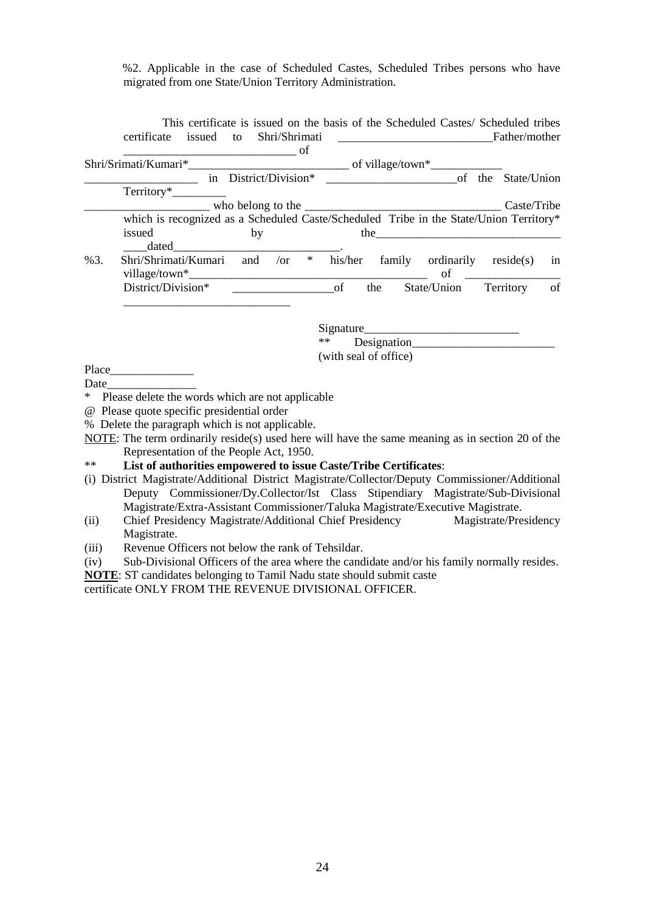%2. Applicable in the case of Scheduled Castes, Scheduled Tribes persons who have migrated from one State/Union Territory Administration.

This certificate is issued on the basis of the Scheduled Castes/ Scheduled tribes certificate issued to Shri/Shrimati __________________________Father/mother _____________________________ of Shri/Srimati/Kumari*___________________________ of village/town*____________ ___________________ in District/Division* ______________________of the State/Union Territory*_________ _____________________ who belong to the _________________________________ Caste/Tribe which is recognized as a Scheduled Caste/Scheduled Tribe in the State/Union Territory* issued by the_______________________________ ____dated_____________________________.

%3. Shri/Shrimati/Kumari and /or * his/her family ordinarily reside(s) in village/town*_________________________________________ of ________________ District/Division* _________________of the State/Union Territory of ____________________________

Signature__________________________
** Designation________________________
(with seal of office)

Place______________
Date_______________

\* Please delete the words which are not applicable
@ Please quote specific presidential order
% Delete the paragraph which is not applicable.

NOTE: The term ordinarily reside(s) used here will have the same meaning as in section 20 of the Representation of the People Act, 1950.

\*\* **List of authorities empowered to issue Caste/Tribe Certificates**:

(i) District Magistrate/Additional District Magistrate/Collector/Deputy Commissioner/Additional Deputy Commissioner/Dy.Collector/Ist Class Stipendiary Magistrate/Sub-Divisional Magistrate/Extra-Assistant Commissioner/Taluka Magistrate/Executive Magistrate.
(ii) Chief Presidency Magistrate/Additional Chief Presidency Magistrate/Presidency Magistrate.
(iii) Revenue Officers not below the rank of Tehsildar.
(iv) Sub-Divisional Officers of the area where the candidate and/or his family normally resides.

**NOTE**: ST candidates belonging to Tamil Nadu state should submit caste certificate ONLY FROM THE REVENUE DIVISIONAL OFFICER.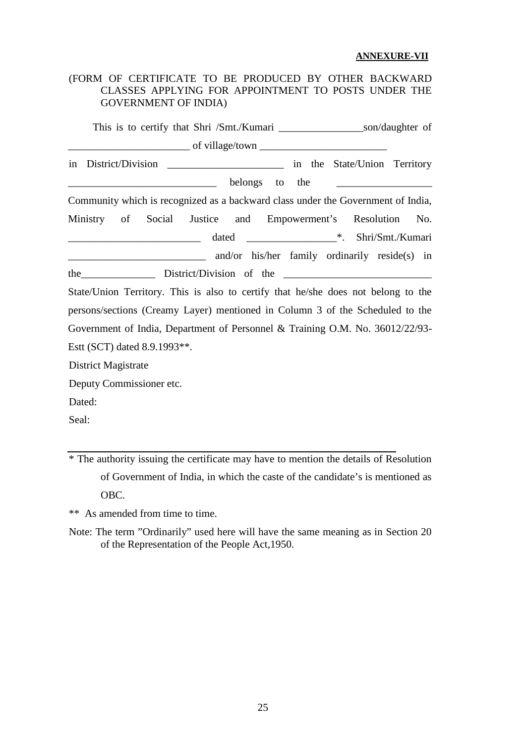**ANNEXURE-VII**

(FORM OF CERTIFICATE TO BE PRODUCED BY OTHER BACKWARD CLASSES APPLYING FOR APPOINTMENT TO POSTS UNDER THE GOVERNMENT OF INDIA)

This is to certify that Shri /Smt./Kumari ________________son/daughter of _______________________ of village/town ________________________ in District/Division ______________________ in the State/Union Territory ___________________________ belongs to the _________________ Community which is recognized as a backward class under the Government of India, Ministry of Social Justice and Empowerment's Resolution No. _________________________ dated _________________*. Shri/Smt./Kumari __________________________ and/or his/her family ordinarily reside(s) in the______________ District/Division of the ____________________________ State/Union Territory. This is also to certify that he/she does not belong to the persons/sections (Creamy Layer) mentioned in Column 3 of the Scheduled to the Government of India, Department of Personnel & Training O.M. No. 36012/22/93-Estt (SCT) dated 8.9.1993**.

District Magistrate

Deputy Commissioner etc.

Dated:

Seal:

---

* The authority issuing the certificate may have to mention the details of Resolution of Government of India, in which the caste of the candidate's is mentioned as OBC.

** As amended from time to time.

Note: The term "Ordinarily" used here will have the same meaning as in Section 20 of the Representation of the People Act,1950.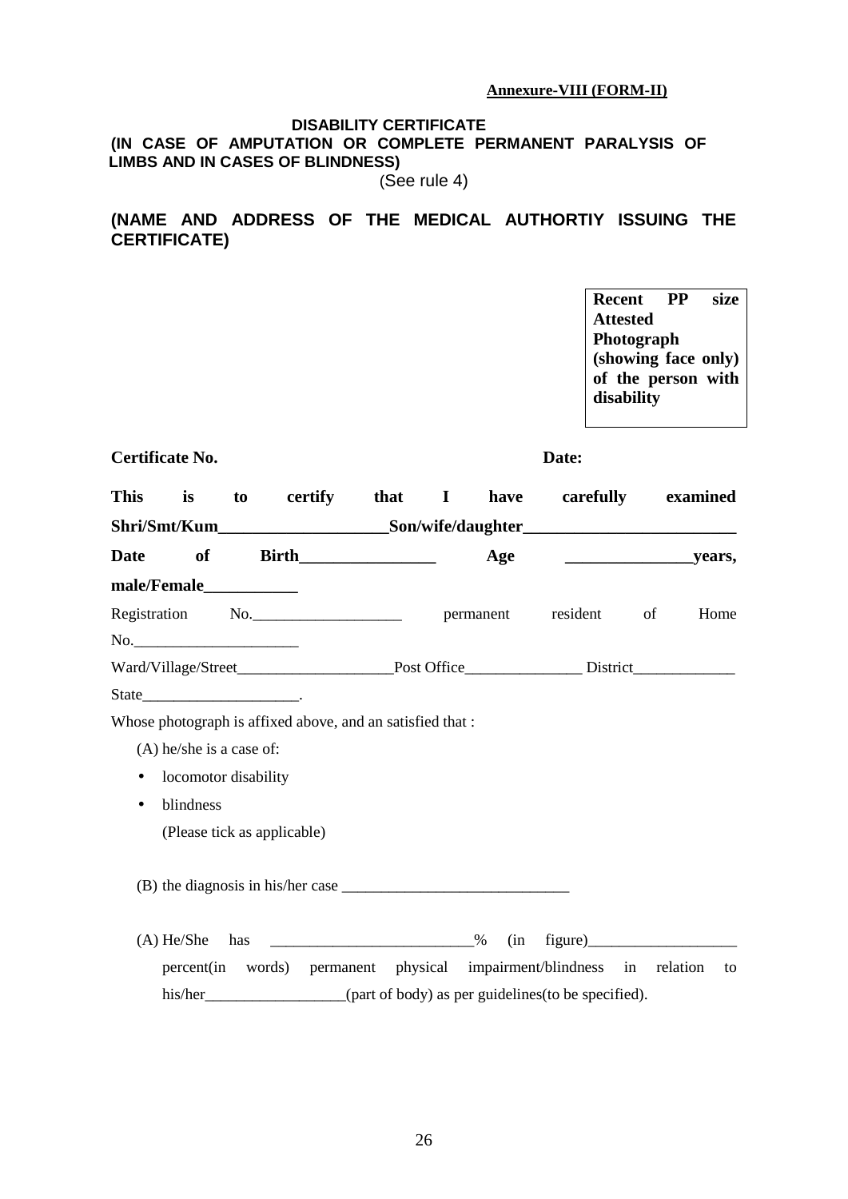**Annexure-VIII (FORM-II)**

**DISABILITY CERTIFICATE**
**(IN CASE OF AMPUTATION OR COMPLETE PERMANENT PARALYSIS OF LIMBS AND IN CASES OF BLINDNESS)**
(See rule 4)

**(NAME AND ADDRESS OF THE MEDICAL AUTHORTIY ISSUING THE CERTIFICATE)**

| **Recent PP size Attested Photograph (showing face only) of the person with disability** |
|---|

**Certificate No.** **Date:**

**This is to certify that I have carefully examined Shri/Smt/Kum____________________Son/wife/daughter_________________________ Date of Birth________________ Age _______________years, male/Female___________**

Registration No.___________________ permanent resident of Home No._____________________

Ward/Village/Street____________________Post Office_______________ District_____________

State____________________.

Whose photograph is affixed above, and an satisfied that :

(A) he/she is a case of:

- locomotor disability
- blindness

(Please tick as applicable)

(B) the diagnosis in his/her case _____________________________

(A) He/She has __________________________% (in figure)___________________ percent(in words) permanent physical impairment/blindness in relation to his/her__________________(part of body) as per guidelines(to be specified).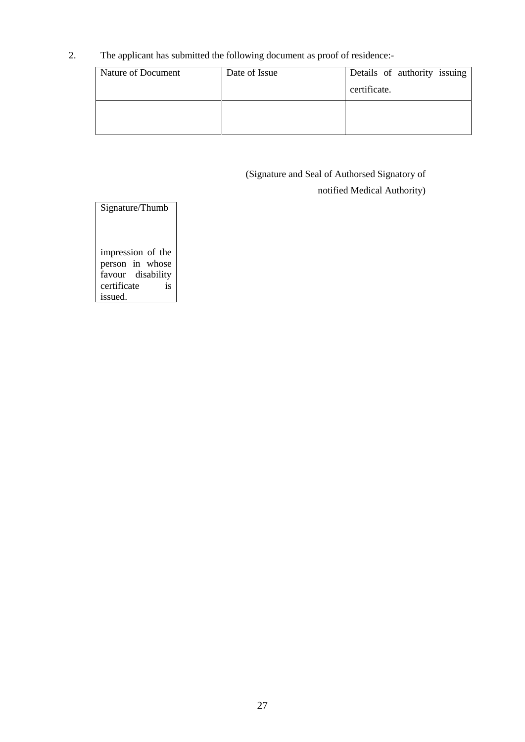2. The applicant has submitted the following document as proof of residence:-

| Nature of Document | Date of Issue | Details of authority issuing certificate. |
|---|---|---|
| | | |

(Signature and Seal of Authorsed Signatory of notified Medical Authority)

| Signature/Thumb impression of the person in whose favour disability certificate is issued. |
|---|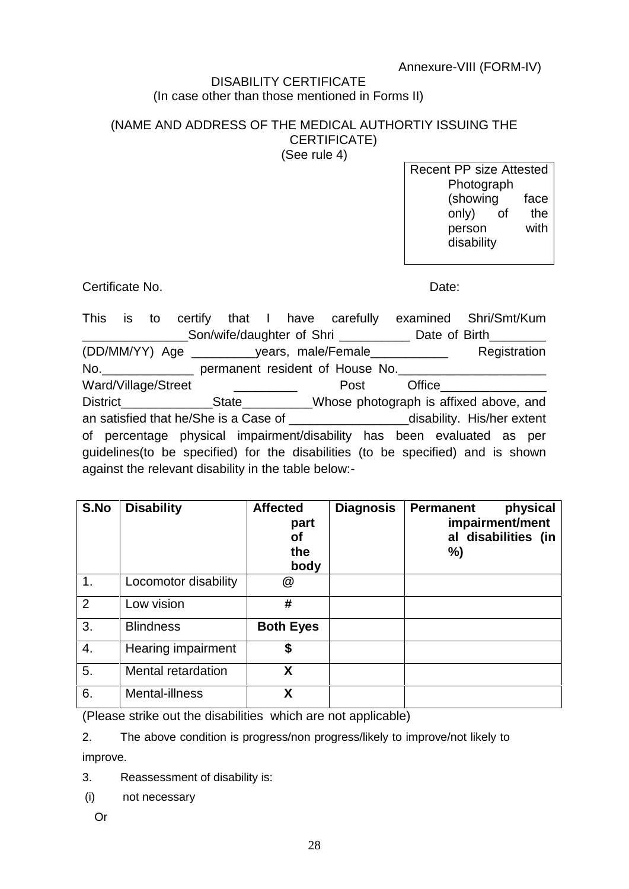Annexure-VIII (FORM-IV)

DISABILITY CERTIFICATE
(In case other than those mentioned in Forms II)

(NAME AND ADDRESS OF THE MEDICAL AUTHORTIY ISSUING THE CERTIFICATE)
(See rule 4)

| Recent PP size Attested Photograph (showing face only) of the person with disability |
|---|

Certificate No. Date:

This is to certify that I have carefully examined Shri/Smt/Kum _______________Son/wife/daughter of Shri __________ Date of Birth________ (DD/MM/YY) Age _________years, male/Female___________ Registration No._____________ permanent resident of House No._____________________ Ward/Village/Street _________ Post Office_______________ District_____________State__________Whose photograph is affixed above, and an satisfied that he/She is a Case of ________________disability. His/her extent of percentage physical impairment/disability has been evaluated as per guidelines(to be specified) for the disabilities (to be specified) and is shown against the relevant disability in the table below:-

| S.No | Disability | Affected part of the body | Diagnosis | Permanent physical impairment/mental disabilities (in %) |
|---|---|---|---|---|
| 1. | Locomotor disability | @ | | |
| 2 | Low vision | # | | |
| 3. | Blindness | **Both Eyes** | | |
| 4. | Hearing impairment | $ | | |
| 5. | Mental retardation | X | | |
| 6. | Mental-illness | X | | |

(Please strike out the disabilities which are not applicable)

2. The above condition is progress/non progress/likely to improve/not likely to improve.

3. Reassessment of disability is:

(i) not necessary

Or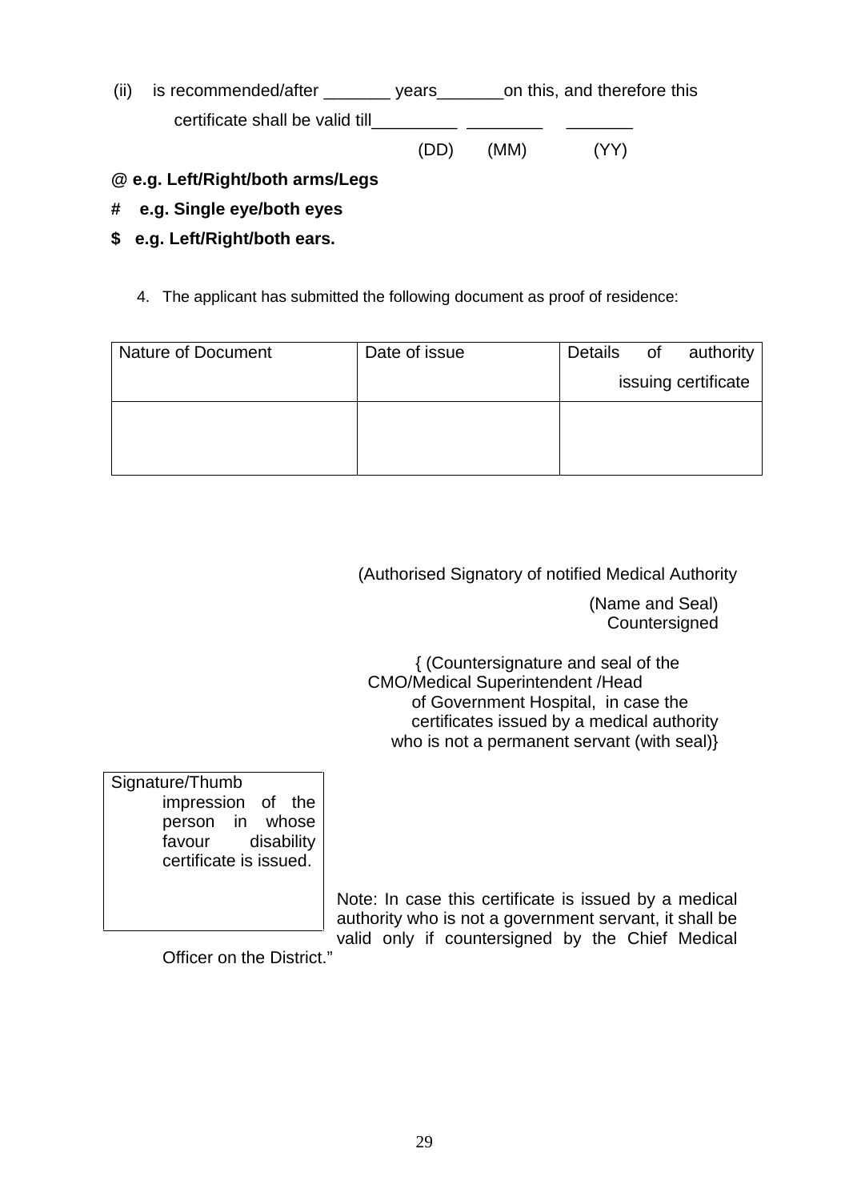(ii) is recommended/after _______ years_______on this, and therefore this certificate shall be valid till_________ ________ _______

(DD) (MM) (YY)

@ **e.g. Left/Right/both arms/Legs**

\# **e.g. Single eye/both eyes**

$ **e.g. Left/Right/both ears.**

4. The applicant has submitted the following document as proof of residence:

| Nature of Document | Date of issue | Details of authority issuing certificate |
|---|---|---|
| | | |

(Authorised Signatory of notified Medical Authority

(Name and Seal)

Countersigned

{ (Countersignature and seal of the CMO/Medical Superintendent /Head of Government Hospital, in case the certificates issued by a medical authority who is not a permanent servant (with seal)}

| Signature/Thumb impression of the person in whose favour disability certificate is issued. |
|---|
| |

Note: In case this certificate is issued by a medical authority who is not a government servant, it shall be valid only if countersigned by the Chief Medical Officer on the District."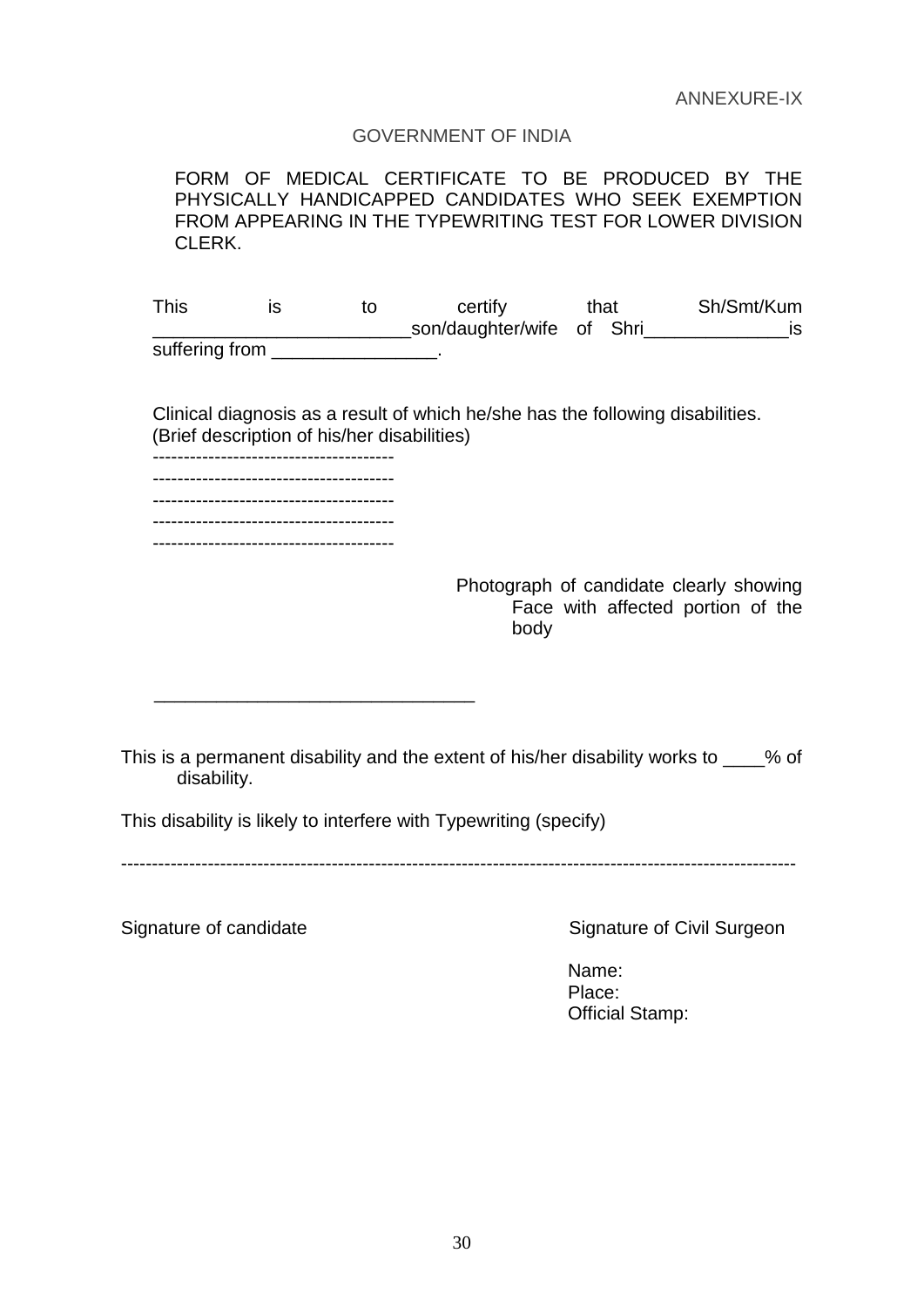ANNEXURE-IX

GOVERNMENT OF INDIA

FORM OF MEDICAL CERTIFICATE TO BE PRODUCED BY THE PHYSICALLY HANDICAPPED CANDIDATES WHO SEEK EXEMPTION FROM APPEARING IN THE TYPEWRITING TEST FOR LOWER DIVISION CLERK.

This is to certify that Sh/Smt/Kum _________________________son/daughter/wife of Shri______________is suffering from ________________.

Clinical diagnosis as a result of which he/she has the following disabilities. (Brief description of his/her disabilities)

--------------------------------------
--------------------------------------
--------------------------------------
--------------------------------------
--------------------------------------

Photograph of candidate clearly showing Face with affected portion of the body

_______________________________

This is a permanent disability and the extent of his/her disability works to ____% of disability.

This disability is likely to interfere with Typewriting (specify)

-----------------------------------------------------------------------------------------------------------

Signature of candidate

Signature of Civil Surgeon

Name:
Place:
Official Stamp: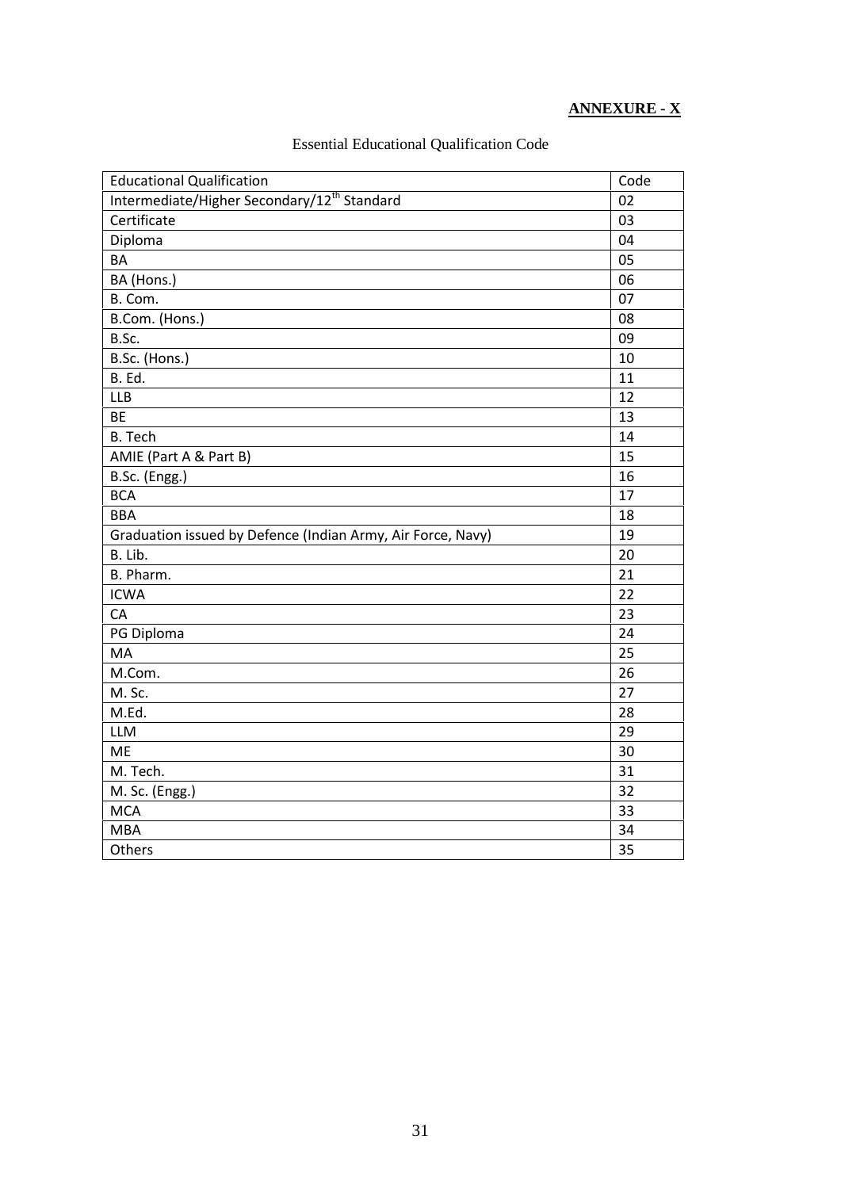**ANNEXURE - X**

Essential Educational Qualification Code

| Educational Qualification | Code |
|---|---|
| Intermediate/Higher Secondary/12$^{th}$ Standard | 02 |
| Certificate | 03 |
| Diploma | 04 |
| BA | 05 |
| BA (Hons.) | 06 |
| B. Com. | 07 |
| B.Com. (Hons.) | 08 |
| B.Sc. | 09 |
| B.Sc. (Hons.) | 10 |
| B. Ed. | 11 |
| LLB | 12 |
| BE | 13 |
| B. Tech | 14 |
| AMIE (Part A & Part B) | 15 |
| B.Sc. (Engg.) | 16 |
| BCA | 17 |
| BBA | 18 |
| Graduation issued by Defence (Indian Army, Air Force, Navy) | 19 |
| B. Lib. | 20 |
| B. Pharm. | 21 |
| ICWA | 22 |
| CA | 23 |
| PG Diploma | 24 |
| MA | 25 |
| M.Com. | 26 |
| M. Sc. | 27 |
| M.Ed. | 28 |
| LLM | 29 |
| ME | 30 |
| M. Tech. | 31 |
| M. Sc. (Engg.) | 32 |
| MCA | 33 |
| MBA | 34 |
| Others | 35 |